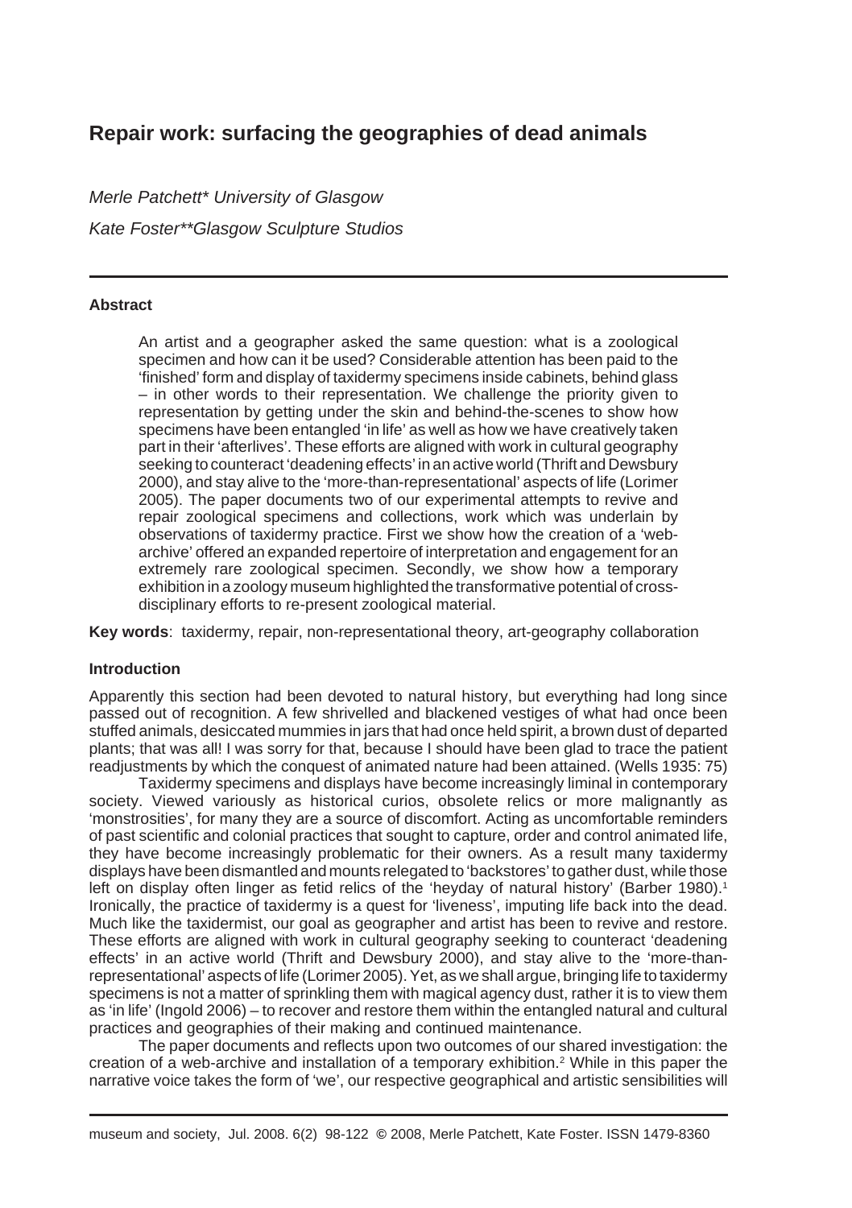# Repair work: surfacing the geographies of dead animals

*Merle Patchett\* University of Glasgow*

*Kate Foster\*\*Glasgow Sculpture Studios*

### Abstract

An artist and a geographer asked the same question: what is a zoological specimen and how can it be used? Considerable attention has been paid to the 'finished' form and display of taxidermy specimens inside cabinets, behind glass – in other words to their representation. We challenge the priority given to representation by getting under the skin and behind-the-scenes to show how specimens have been entangled 'in life' as well as how we have creatively taken part in their 'afterlives'. These efforts are aligned with work in cultural geography seeking to counteract 'deadening effects' in an active world (Thrift and Dewsbury 2000), and stay alive to the 'more-than-representational' aspects of life (Lorimer 2005). The paper documents two of our experimental attempts to revive and repair zoological specimens and collections, work which was underlain by observations of taxidermy practice. First we show how the creation of a 'web-archive' offered an expanded repertoire of interpretation and engagement for an extremely rare zoological specimen. Secondly, we show how a temporary exhibition in a zoology museum highlighted the transformative potential of cross-disciplinary efforts to re-present zoological material.

**Key words**: taxidermy, repair, non-representational theory, art-geography collaboration

### Introduction

Apparently this section had been devoted to natural history, but everything had long since passed out of recognition. A few shrivelled and blackened vestiges of what had once been stuffed animals, desiccated mummies in jars that had once held spirit, a brown dust of departed plants; that was all! I was sorry for that, because I should have been glad to trace the patient readjustments by which the conquest of animated nature had been attained. (Wells 1935: 75)

Taxidermy specimens and displays have become increasingly liminal in contemporary society. Viewed variously as historical curios, obsolete relics or more malignantly as 'monstrosities', for many they are a source of discomfort. Acting as uncomfortable reminders of past scientific and colonial practices that sought to capture, order and control animated life, they have become increasingly problematic for their owners. As a result many taxidermy displays have been dismantled and mounts relegated to 'backstores' to gather dust, while those left on display often linger as fetid relics of the 'heyday of natural history' (Barber 1980).[1] Ironically, the practice of taxidermy is a quest for 'liveness', imputing life back into the dead. Much like the taxidermist, our goal as geographer and artist has been to revive and restore. These efforts are aligned with work in cultural geography seeking to counteract 'deadening effects' in an active world (Thrift and Dewsbury 2000), and stay alive to the 'more-than-representational' aspects of life (Lorimer 2005). Yet, as we shall argue, bringing life to taxidermy specimens is not a matter of sprinkling them with magical agency dust, rather it is to view them as 'in life' (Ingold 2006) – to recover and restore them within the entangled natural and cultural practices and geographies of their making and continued maintenance.

The paper documents and reflects upon two outcomes of our shared investigation: the creation of a web-archive and installation of a temporary exhibition.[2] While in this paper the narrative voice takes the form of 'we', our respective geographical and artistic sensibilities will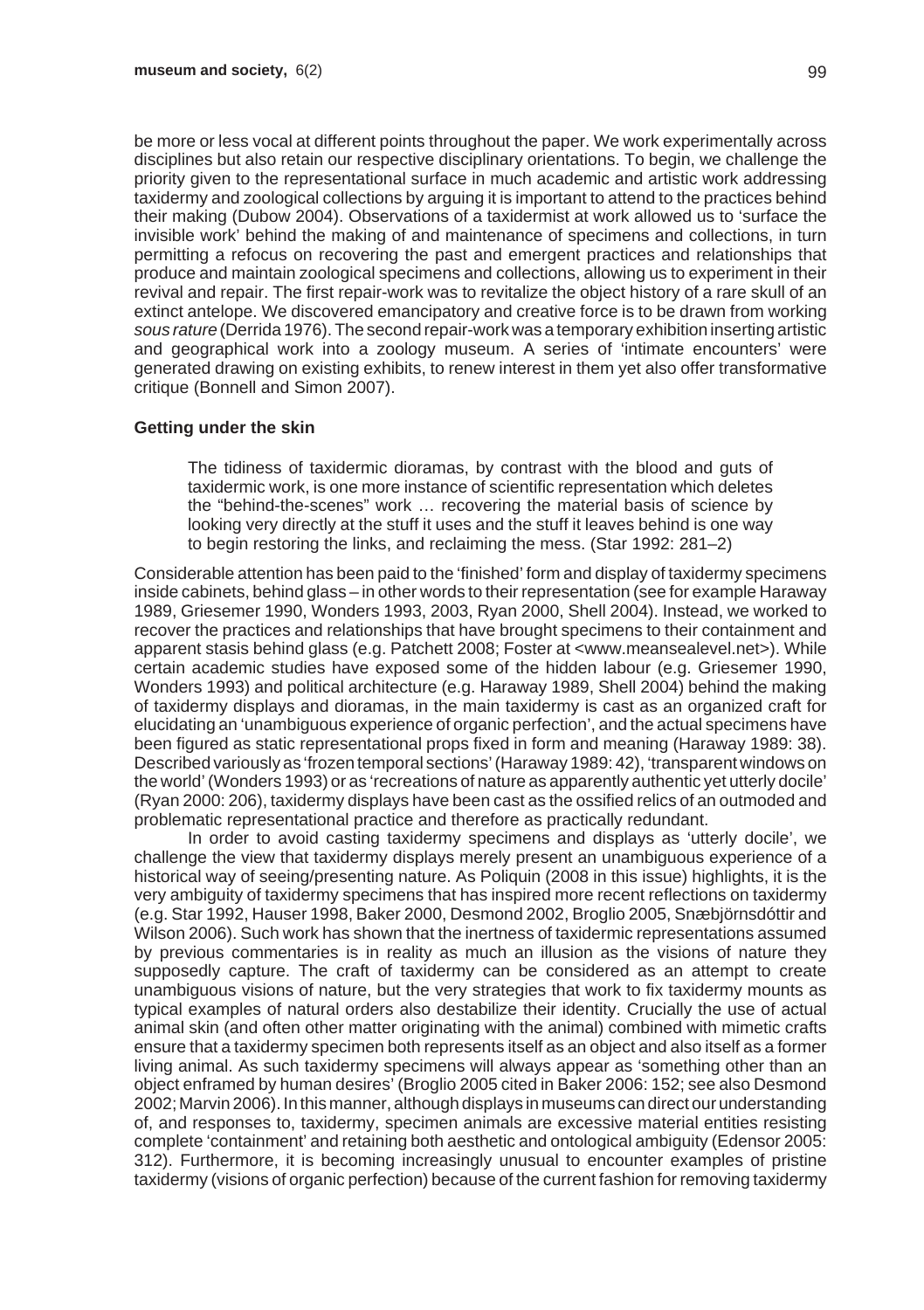be more or less vocal at different points throughout the paper. We work experimentally across disciplines but also retain our respective disciplinary orientations. To begin, we challenge the priority given to the representational surface in much academic and artistic work addressing taxidermy and zoological collections by arguing it is important to attend to the practices behind their making (Dubow 2004). Observations of a taxidermist at work allowed us to 'surface the invisible work' behind the making of and maintenance of specimens and collections, in turn permitting a refocus on recovering the past and emergent practices and relationships that produce and maintain zoological specimens and collections, allowing us to experiment in their revival and repair. The first repair-work was to revitalize the object history of a rare skull of an extinct antelope. We discovered emancipatory and creative force is to be drawn from working *sous rature* (Derrida 1976). The second repair-work was a temporary exhibition inserting artistic and geographical work into a zoology museum. A series of 'intimate encounters' were generated drawing on existing exhibits, to renew interest in them yet also offer transformative critique (Bonnell and Simon 2007).

### Getting under the skin

> The tidiness of taxidermic dioramas, by contrast with the blood and guts of taxidermic work, is one more instance of scientific representation which deletes the "behind-the-scenes" work … recovering the material basis of science by looking very directly at the stuff it uses and the stuff it leaves behind is one way to begin restoring the links, and reclaiming the mess. (Star 1992: 281–2)

Considerable attention has been paid to the 'finished' form and display of taxidermy specimens inside cabinets, behind glass – in other words to their representation (see for example Haraway 1989, Griesemer 1990, Wonders 1993, 2003, Ryan 2000, Shell 2004). Instead, we worked to recover the practices and relationships that have brought specimens to their containment and apparent stasis behind glass (e.g. Patchett 2008; Foster at <www.meansealevel.net>). While certain academic studies have exposed some of the hidden labour (e.g. Griesemer 1990, Wonders 1993) and political architecture (e.g. Haraway 1989, Shell 2004) behind the making of taxidermy displays and dioramas, in the main taxidermy is cast as an organized craft for elucidating an 'unambiguous experience of organic perfection', and the actual specimens have been figured as static representational props fixed in form and meaning (Haraway 1989: 38). Described variously as 'frozen temporal sections' (Haraway 1989: 42), 'transparent windows on the world' (Wonders 1993) or as 'recreations of nature as apparently authentic yet utterly docile' (Ryan 2000: 206), taxidermy displays have been cast as the ossified relics of an outmoded and problematic representational practice and therefore as practically redundant.

In order to avoid casting taxidermy specimens and displays as 'utterly docile', we challenge the view that taxidermy displays merely present an unambiguous experience of a historical way of seeing/presenting nature. As Poliquin (2008 in this issue) highlights, it is the very ambiguity of taxidermy specimens that has inspired more recent reflections on taxidermy (e.g. Star 1992, Hauser 1998, Baker 2000, Desmond 2002, Broglio 2005, Snæbjörnsdóttir and Wilson 2006). Such work has shown that the inertness of taxidermic representations assumed by previous commentaries is in reality as much an illusion as the visions of nature they supposedly capture. The craft of taxidermy can be considered as an attempt to create unambiguous visions of nature, but the very strategies that work to fix taxidermy mounts as typical examples of natural orders also destabilize their identity. Crucially the use of actual animal skin (and often other matter originating with the animal) combined with mimetic crafts ensure that a taxidermy specimen both represents itself as an object and also itself as a former living animal. As such taxidermy specimens will always appear as 'something other than an object enframed by human desires' (Broglio 2005 cited in Baker 2006: 152; see also Desmond 2002; Marvin 2006). In this manner, although displays in museums can direct our understanding of, and responses to, taxidermy, specimen animals are excessive material entities resisting complete 'containment' and retaining both aesthetic and ontological ambiguity (Edensor 2005: 312). Furthermore, it is becoming increasingly unusual to encounter examples of pristine taxidermy (visions of organic perfection) because of the current fashion for removing taxidermy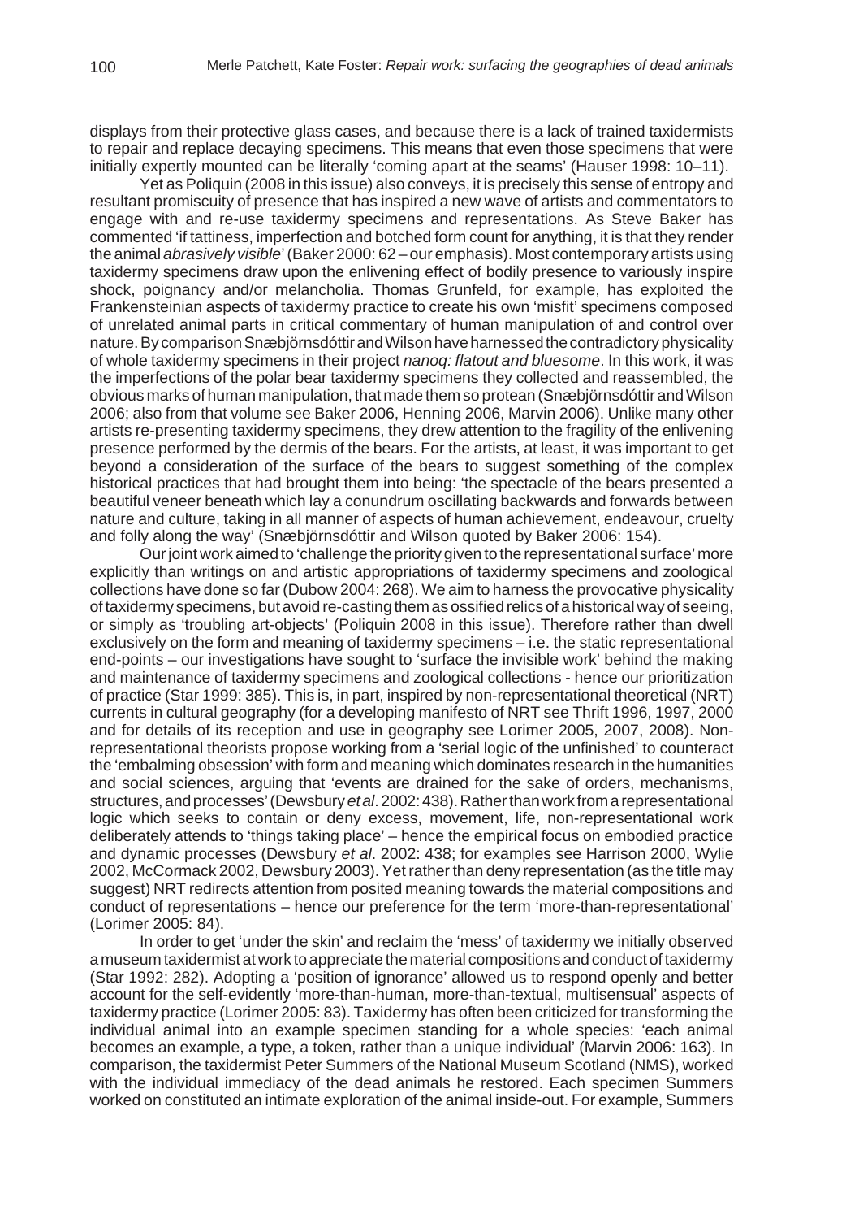displays from their protective glass cases, and because there is a lack of trained taxidermists to repair and replace decaying specimens. This means that even those specimens that were initially expertly mounted can be literally 'coming apart at the seams' (Hauser 1998: 10–11).

Yet as Poliquin (2008 in this issue) also conveys, it is precisely this sense of entropy and resultant promiscuity of presence that has inspired a new wave of artists and commentators to engage with and re-use taxidermy specimens and representations. As Steve Baker has commented 'if tattiness, imperfection and botched form count for anything, it is that they render the animal *abrasively visible*' (Baker 2000: 62 – our emphasis). Most contemporary artists using taxidermy specimens draw upon the enlivening effect of bodily presence to variously inspire shock, poignancy and/or melancholia. Thomas Grunfeld, for example, has exploited the Frankensteinian aspects of taxidermy practice to create his own 'misfit' specimens composed of unrelated animal parts in critical commentary of human manipulation of and control over nature. By comparison Snæbjörnsdóttir and Wilson have harnessed the contradictory physicality of whole taxidermy specimens in their project *nanoq: flatout and bluesome*. In this work, it was the imperfections of the polar bear taxidermy specimens they collected and reassembled, the obvious marks of human manipulation, that made them so protean (Snæbjörnsdóttir and Wilson 2006; also from that volume see Baker 2006, Henning 2006, Marvin 2006). Unlike many other artists re-presenting taxidermy specimens, they drew attention to the fragility of the enlivening presence performed by the dermis of the bears. For the artists, at least, it was important to get beyond a consideration of the surface of the bears to suggest something of the complex historical practices that had brought them into being: 'the spectacle of the bears presented a beautiful veneer beneath which lay a conundrum oscillating backwards and forwards between nature and culture, taking in all manner of aspects of human achievement, endeavour, cruelty and folly along the way' (Snæbjörnsdóttir and Wilson quoted by Baker 2006: 154).

Our joint work aimed to 'challenge the priority given to the representational surface' more explicitly than writings on and artistic appropriations of taxidermy specimens and zoological collections have done so far (Dubow 2004: 268). We aim to harness the provocative physicality of taxidermy specimens, but avoid re-casting them as ossified relics of a historical way of seeing, or simply as 'troubling art-objects' (Poliquin 2008 in this issue). Therefore rather than dwell exclusively on the form and meaning of taxidermy specimens – i.e. the static representational end-points – our investigations have sought to 'surface the invisible work' behind the making and maintenance of taxidermy specimens and zoological collections - hence our prioritization of practice (Star 1999: 385). This is, in part, inspired by non-representational theoretical (NRT) currents in cultural geography (for a developing manifesto of NRT see Thrift 1996, 1997, 2000 and for details of its reception and use in geography see Lorimer 2005, 2007, 2008). Non-representational theorists propose working from a 'serial logic of the unfinished' to counteract the 'embalming obsession' with form and meaning which dominates research in the humanities and social sciences, arguing that 'events are drained for the sake of orders, mechanisms, structures, and processes' (Dewsbury *et al*. 2002: 438). Rather than work from a representational logic which seeks to contain or deny excess, movement, life, non-representational work deliberately attends to 'things taking place' – hence the empirical focus on embodied practice and dynamic processes (Dewsbury *et al*. 2002: 438; for examples see Harrison 2000, Wylie 2002, McCormack 2002, Dewsbury 2003). Yet rather then deny representation (as the title may suggest) NRT redirects attention from posited meaning towards the material compositions and conduct of representations – hence our preference for the term 'more-than-representational' (Lorimer 2005: 84).

In order to get 'under the skin' and reclaim the 'mess' of taxidermy we initially observed a museum taxidermist at work to appreciate the material compositions and conduct of taxidermy (Star 1992: 282). Adopting a 'position of ignorance' allowed us to respond openly and better account for the self-evidently 'more-than-human, more-than-textual, multisensual' aspects of taxidermy practice (Lorimer 2005: 83). Taxidermy has often been criticized for transforming the individual animal into an example specimen standing for a whole species: 'each animal becomes an example, a type, a token, rather than a unique individual' (Marvin 2006: 163). In comparison, the taxidermist Peter Summers of the National Museum Scotland (NMS), worked with the individual immediacy of the dead animals he restored. Each specimen Summers worked on constituted an intimate exploration of the animal inside-out. For example, Summers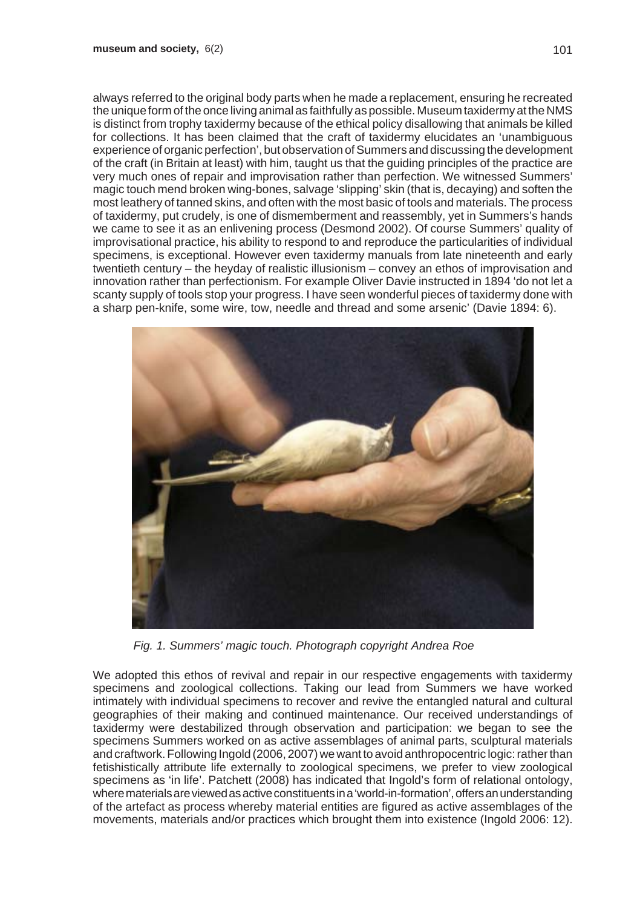always referred to the original body parts when he made a replacement, ensuring he recreated the unique form of the once living animal as faithfully as possible. Museum taxidermy at the NMS is distinct from trophy taxidermy because of the ethical policy disallowing that animals be killed for collections. It has been claimed that the craft of taxidermy elucidates an 'unambiguous experience of organic perfection', but observation of Summers and discussing the development of the craft (in Britain at least) with him, taught us that the guiding principles of the practice are very much ones of repair and improvisation rather than perfection. We witnessed Summers' magic touch mend broken wing-bones, salvage 'slipping' skin (that is, decaying) and soften the most leathery of tanned skins, and often with the most basic of tools and materials. The process of taxidermy, put crudely, is one of dismemberment and reassembly, yet in Summers's hands we came to see it as an enlivening process (Desmond 2002). Of course Summers' quality of improvisational practice, his ability to respond to and reproduce the particularities of individual specimens, is exceptional. However even taxidermy manuals from late nineteenth and early twentieth century – the heyday of realistic illusionism – convey an ethos of improvisation and innovation rather than perfectionism. For example Oliver Davie instructed in 1894 'do not let a scanty supply of tools stop your progress. I have seen wonderful pieces of taxidermy done with a sharp pen-knife, some wire, tow, needle and thread and some arsenic' (Davie 1894: 6).

*Fig. 1. Summers' magic touch. Photograph copyright Andrea Roe*

We adopted this ethos of revival and repair in our respective engagements with taxidermy specimens and zoological collections. Taking our lead from Summers we have worked intimately with individual specimens to recover and revive the entangled natural and cultural geographies of their making and continued maintenance. Our received understandings of taxidermy were destabilized through observation and participation: we began to see the specimens Summers worked on as active assemblages of animal parts, sculptural materials and craftwork. Following Ingold (2006, 2007) we want to avoid anthropocentric logic: rather than fetishistically attribute life externally to zoological specimens, we prefer to view zoological specimens as 'in life'. Patchett (2008) has indicated that Ingold's form of relational ontology, where materials are viewed as active constituents in a 'world-in-formation', offers an understanding of the artefact as process whereby material entities are figured as active assemblages of the movements, materials and/or practices which brought them into existence (Ingold 2006: 12).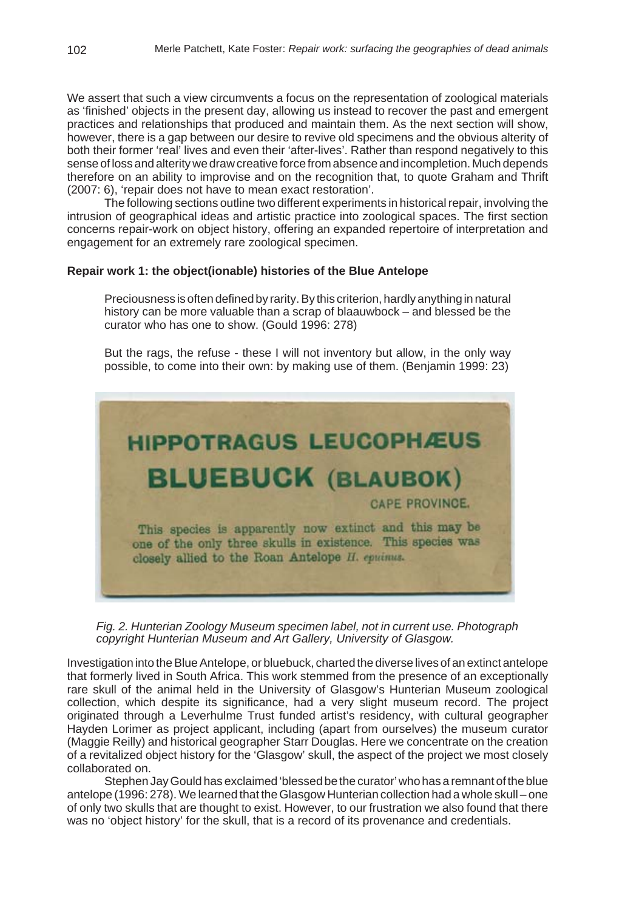We assert that such a view circumvents a focus on the representation of zoological materials as 'finished' objects in the present day, allowing us instead to recover the past and emergent practices and relationships that produced and maintain them. As the next section will show, however, there is a gap between our desire to revive old specimens and the obvious alterity of both their former 'real' lives and even their 'after-lives'. Rather than respond negatively to this sense of loss and alterity we draw creative force from absence and incompletion. Much depends therefore on an ability to improvise and on the recognition that, to quote Graham and Thrift (2007: 6), 'repair does not have to mean exact restoration'.

The following sections outline two different experiments in historical repair, involving the intrusion of geographical ideas and artistic practice into zoological spaces. The first section concerns repair-work on object history, offering an expanded repertoire of interpretation and engagement for an extremely rare zoological specimen.

### Repair work 1: the object(ionable) histories of the Blue Antelope

> Preciousness is often defined by rarity. By this criterion, hardly anything in natural history can be more valuable than a scrap of blaauwbock – and blessed be the curator who has one to show. (Gould 1996: 278)

> But the rags, the refuse - these I will not inventory but allow, in the only way possible, to come into their own: by making use of them. (Benjamin 1999: 23)

HIPPOTRAGUS LEUCOPHÆUS
BLUEBUCK (BLAUBOK)
CAPE PROVINCE.
This species is apparently now extinct and this may be one of the only three skulls in existence. This species was closely allied to the Roan Antelope *H. equinus*.

*Fig. 2. Hunterian Zoology Museum specimen label, not in current use. Photograph copyright Hunterian Museum and Art Gallery, University of Glasgow.*

Investigation into the Blue Antelope, or bluebuck, charted the diverse lives of an extinct antelope that formerly lived in South Africa. This work stemmed from the presence of an exceptionally rare skull of the animal held in the University of Glasgow's Hunterian Museum zoological collection, which despite its significance, had a very slight museum record. The project originated through a Leverhulme Trust funded artist's residency, with cultural geographer Hayden Lorimer as project applicant, including (apart from ourselves) the museum curator (Maggie Reilly) and historical geographer Starr Douglas. Here we concentrate on the creation of a revitalized object history for the 'Glasgow' skull, the aspect of the project we most closely collaborated on.

Stephen Jay Gould has exclaimed 'blessed be the curator' who has a remnant of the blue antelope (1996: 278). We learned that the Glasgow Hunterian collection had a whole skull – one of only two skulls that are thought to exist. However, to our frustration we also found that there was no 'object history' for the skull, that is a record of its provenance and credentials.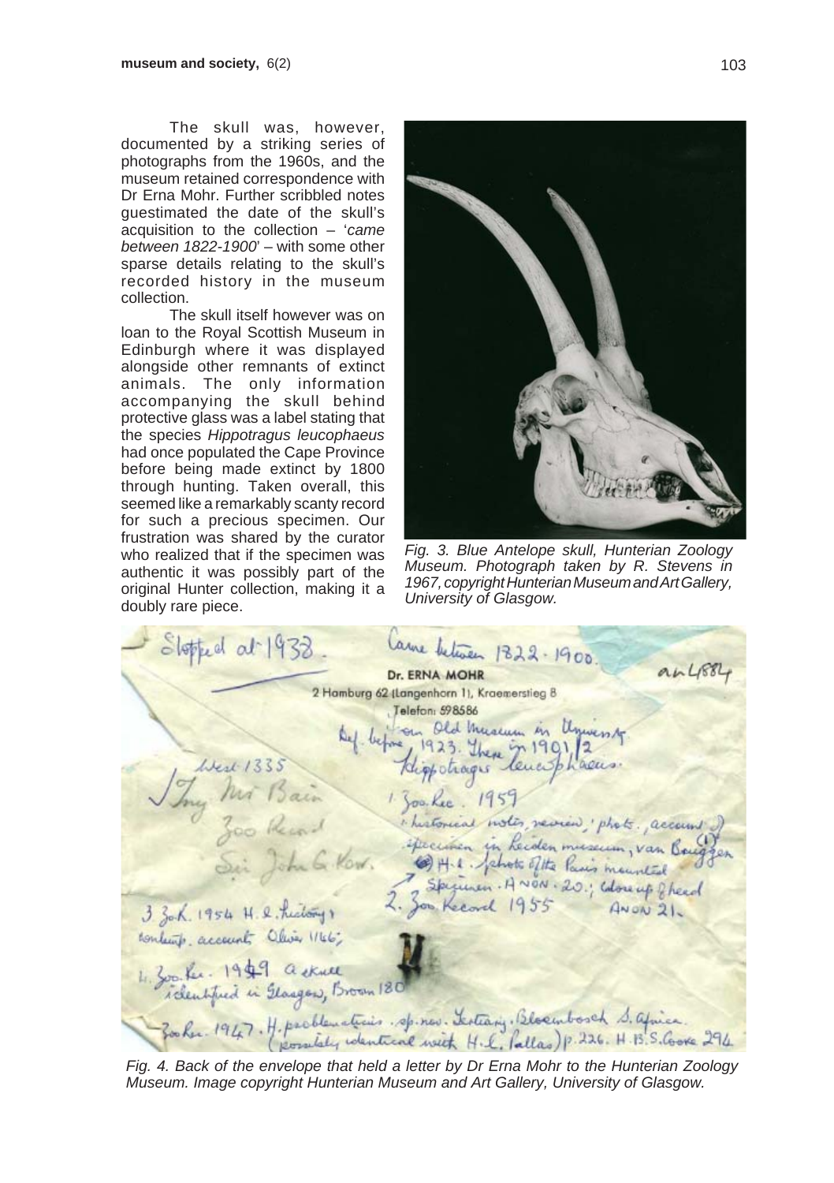The skull was, however, documented by a striking series of photographs from the 1960s, and the museum retained correspondence with Dr Erna Mohr. Further scribbled notes guestimated the date of the skull's acquisition to the collection – '*came between 1822-1900*' – with some other sparse details relating to the skull's recorded history in the museum collection.

The skull itself however was on loan to the Royal Scottish Museum in Edinburgh where it was displayed alongside other remnants of extinct animals. The only information accompanying the skull behind protective glass was a label stating that the species *Hippotragus leucophaeus* had once populated the Cape Province before being made extinct by 1800 through hunting. Taken overall, this seemed like a remarkably scanty record for such a precious specimen. Our frustration was shared by the curator who realized that if the specimen was authentic it was possibly part of the original Hunter collection, making it a doubly rare piece.

*Fig. 3. Blue Antelope skull, Hunterian Zoology Museum. Photograph taken by R. Stevens in 1967, copyright Hunterian Museum and Art Gallery, University of Glasgow.*

*Fig. 4. Back of the envelope that held a letter by Dr Erna Mohr to the Hunterian Zoology Museum. Image copyright Hunterian Museum and Art Gallery, University of Glasgow.*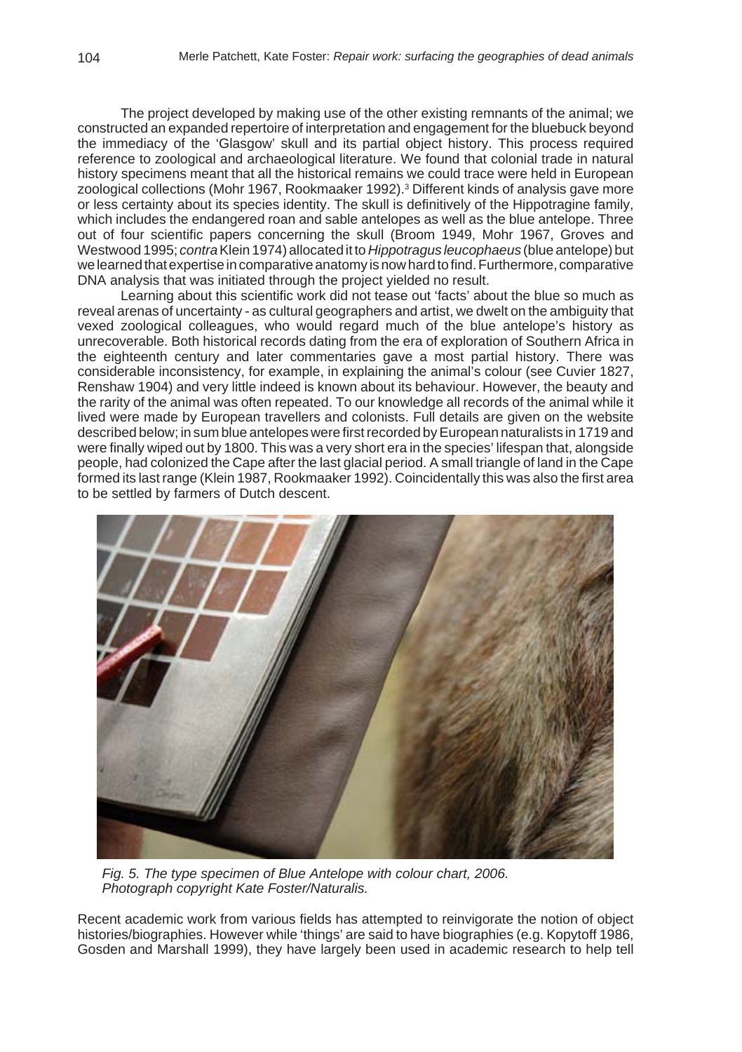The project developed by making use of the other existing remnants of the animal; we constructed an expanded repertoire of interpretation and engagement for the bluebuck beyond the immediacy of the 'Glasgow' skull and its partial object history. This process required reference to zoological and archaeological literature. We found that colonial trade in natural history specimens meant that all the historical remains we could trace were held in European zoological collections (Mohr 1967, Rookmaaker 1992).[3] Different kinds of analysis gave more or less certainty about its species identity. The skull is definitively of the Hippotragine family, which includes the endangered roan and sable antelopes as well as the blue antelope. Three out of four scientific papers concerning the skull (Broom 1949, Mohr 1967, Groves and Westwood 1995; *contra* Klein 1974) allocated it to *Hippotragus leucophaeus* (blue antelope) but we learned that expertise in comparative anatomy is now hard to find. Furthermore, comparative DNA analysis that was initiated through the project yielded no result.

Learning about this scientific work did not tease out 'facts' about the blue so much as reveal arenas of uncertainty - as cultural geographers and artist, we dwelt on the ambiguity that vexed zoological colleagues, who would regard much of the blue antelope's history as unrecoverable. Both historical records dating from the era of exploration of Southern Africa in the eighteenth century and later commentaries gave a most partial history. There was considerable inconsistency, for example, in explaining the animal's colour (see Cuvier 1827, Renshaw 1904) and very little indeed is known about its behaviour. However, the beauty and the rarity of the animal was often repeated. To our knowledge all records of the animal while it lived were made by European travellers and colonists. Full details are given on the website described below; in sum blue antelopes were first recorded by European naturalists in 1719 and were finally wiped out by 1800. This was a very short era in the species' lifespan that, alongside people, had colonized the Cape after the last glacial period. A small triangle of land in the Cape formed its last range (Klein 1987, Rookmaaker 1992). Coincidentally this was also the first area to be settled by farmers of Dutch descent.

*Fig. 5. The type specimen of Blue Antelope with colour chart, 2006. Photograph copyright Kate Foster/Naturalis.*

Recent academic work from various fields has attempted to reinvigorate the notion of object histories/biographies. However while 'things' are said to have biographies (e.g. Kopytoff 1986, Gosden and Marshall 1999), they have largely been used in academic research to help tell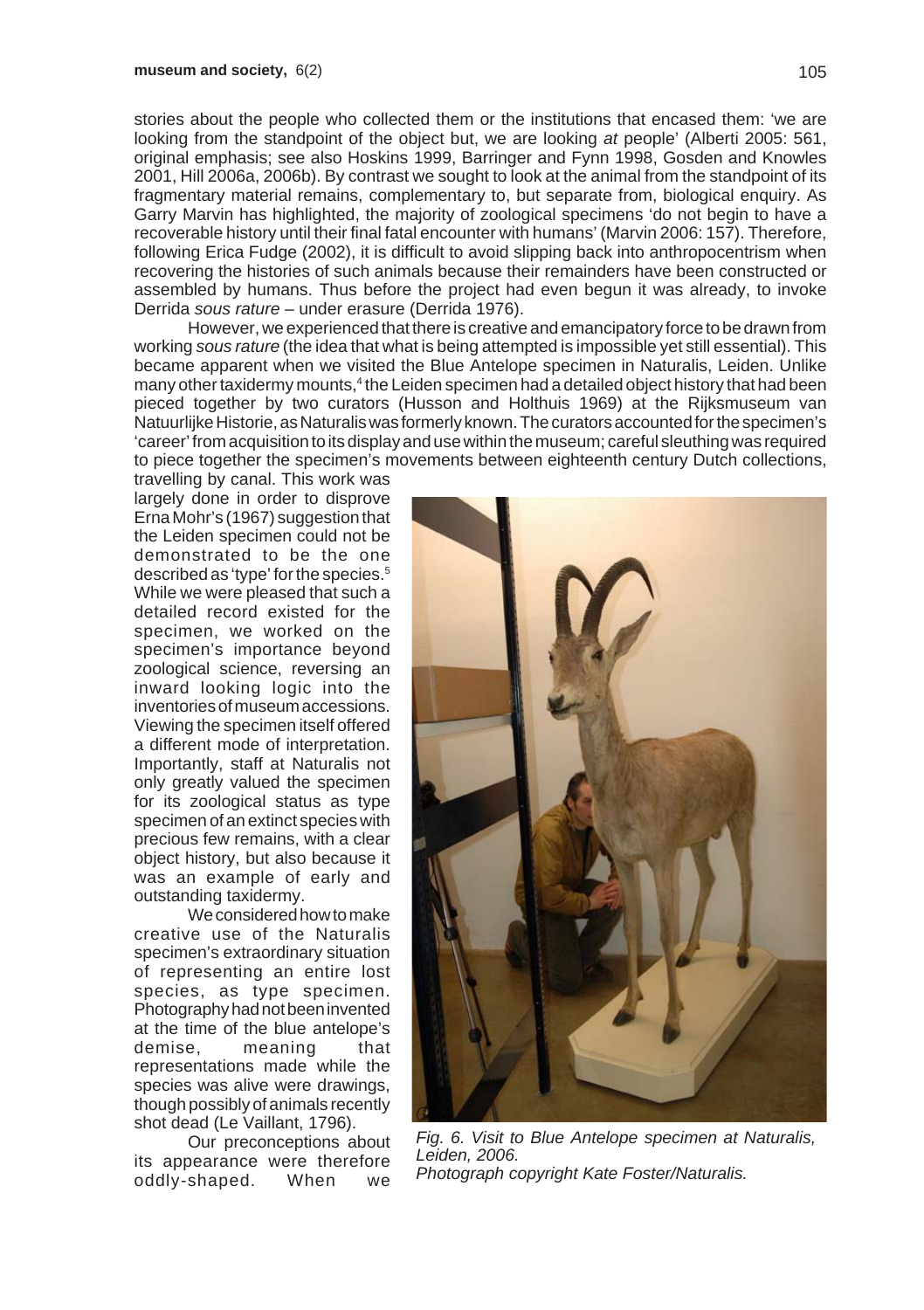stories about the people who collected them or the institutions that encased them: 'we are looking from the standpoint of the object but, we are looking *at* people' (Alberti 2005: 561, original emphasis; see also Hoskins 1999, Barringer and Fynn 1998, Gosden and Knowles 2001, Hill 2006a, 2006b). By contrast we sought to look at the animal from the standpoint of its fragmentary material remains, complementary to, but separate from, biological enquiry. As Garry Marvin has highlighted, the majority of zoological specimens 'do not begin to have a recoverable history until their final fatal encounter with humans' (Marvin 2006: 157). Therefore, following Erica Fudge (2002), it is difficult to avoid slipping back into anthropocentrism when recovering the histories of such animals because their remainders have been constructed or assembled by humans. Thus before the project had even begun it was already, to invoke Derrida *sous rature* – under erasure (Derrida 1976).

However, we experienced that there is creative and emancipatory force to be drawn from working *sous rature* (the idea that what is being attempted is impossible yet still essential). This became apparent when we visited the Blue Antelope specimen in Naturalis, Leiden. Unlike many other taxidermy mounts,[4] the Leiden specimen had a detailed object history that had been pieced together by two curators (Husson and Holthuis 1969) at the Rijksmuseum van Natuurlijke Historie, as Naturalis was formerly known. The curators accounted for the specimen's 'career' from acquisition to its display and use within the museum; careful sleuthing was required to piece together the specimen's movements between eighteenth century Dutch collections, travelling by canal. This work was largely done in order to disprove Erna Mohr's (1967) suggestion that the Leiden specimen could not be demonstrated to be the one described as 'type' for the species.[5] While we were pleased that such a detailed record existed for the specimen, we worked on the specimen's importance beyond zoological science, reversing an inward looking logic into the inventories of museum accessions. Viewing the specimen itself offered a different mode of interpretation. Importantly, staff at Naturalis not only greatly valued the specimen for its zoological status as type specimen of an extinct species with precious few remains, with a clear object history, but also because it was an example of early and outstanding taxidermy.

We considered how to make creative use of the Naturalis specimen's extraordinary situation of representing an entire lost species, as type specimen. Photography had not been invented at the time of the blue antelope's demise, meaning that representations made while the species was alive were drawings, though possibly of animals recently shot dead (Le Vaillant, 1796).

Our preconceptions about its appearance were therefore oddly-shaped. When we

*Fig. 6. Visit to Blue Antelope specimen at Naturalis, Leiden, 2006.*
*Photograph copyright Kate Foster/Naturalis.*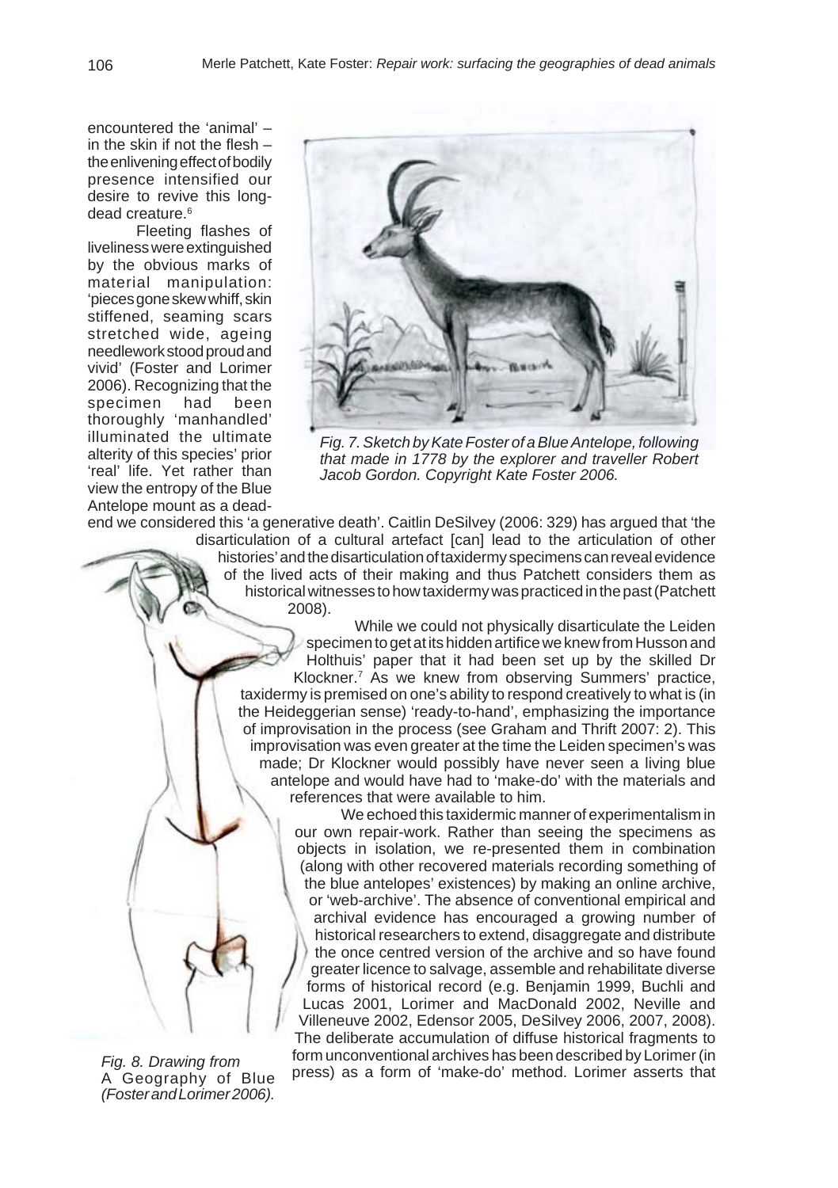encountered the 'animal' – in the skin if not the flesh – the enlivening effect of bodily presence intensified our desire to revive this long-dead creature.[6]

Fleeting flashes of liveliness were extinguished by the obvious marks of material manipulation: 'pieces gone skew whiff, skin stiffened, seaming scars stretched wide, ageing needlework stood proud and vivid' (Foster and Lorimer 2006). Recognizing that the specimen had been thoroughly 'manhandled' illuminated the ultimate alterity of this species' prior 'real' life. Yet rather than view the entropy of the Blue Antelope mount as a dead-end we considered this 'a generative death'. Caitlin DeSilvey (2006: 329) has argued that 'the disarticulation of a cultural artefact [can] lead to the articulation of other histories' and the disarticulation of taxidermy specimens can reveal evidence of the lived acts of their making and thus Patchett considers them as historical witnesses to how taxidermy was practiced in the past (Patchett 2008).

*Fig. 7. Sketch by Kate Foster of a Blue Antelope, following that made in 1778 by the explorer and traveller Robert Jacob Gordon. Copyright Kate Foster 2006.*

While we could not physically disarticulate the Leiden specimen to get at its hidden artifice we knew from Husson and Holthuis' paper that it had been set up by the skilled Dr Klockner.[7] As we knew from observing Summers' practice, taxidermy is premised on one's ability to respond creatively to what is (in the Heideggerian sense) 'ready-to-hand', emphasizing the importance of improvisation in the process (see Graham and Thrift 2007: 2). This improvisation was even greater at the time the Leiden specimen's was made; Dr Klockner would possibly have never seen a living blue antelope and would have had to 'make-do' with the materials and references that were available to him.

We echoed this taxidermic manner of experimentalism in our own repair-work. Rather than seeing the specimens as objects in isolation, we re-presented them in combination (along with other recovered materials recording something of the blue antelopes' existences) by making an online archive, or 'web-archive'. The absence of conventional empirical and archival evidence has encouraged a growing number of historical researchers to extend, disaggregate and distribute the once centred version of the archive and so have found greater licence to salvage, assemble and rehabilitate diverse forms of historical record (e.g. Benjamin 1999, Buchli and Lucas 2001, Lorimer and MacDonald 2002, Neville and Villeneuve 2002, Edensor 2005, DeSilvey 2006, 2007, 2008). The deliberate accumulation of diffuse historical fragments to form unconventional archives has been described by Lorimer (in press) as a form of 'make-do' method. Lorimer asserts that

*Fig. 8. Drawing from* A Geography of Blue *(Foster and Lorimer 2006).*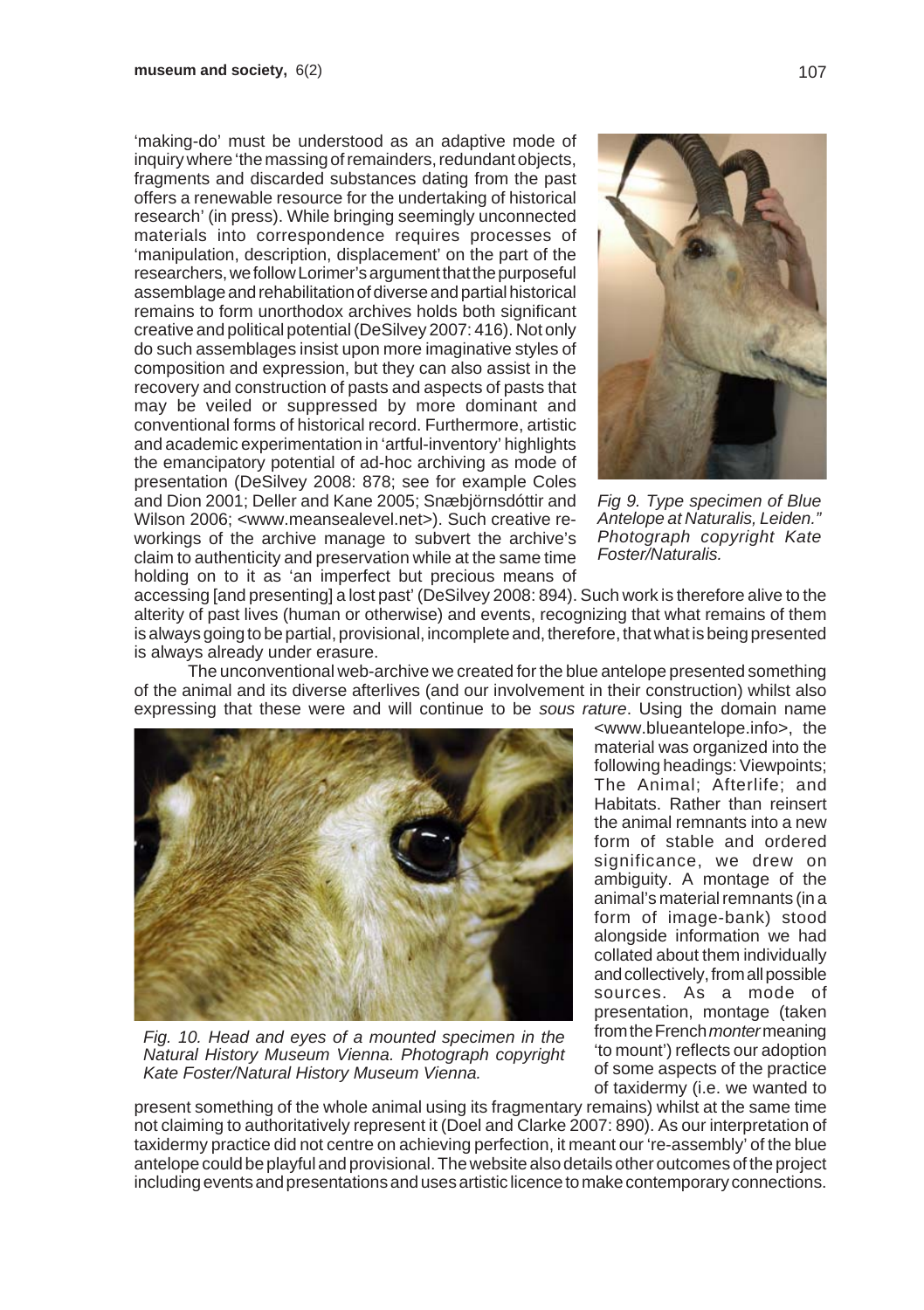'making-do' must be understood as an adaptive mode of inquiry where 'the massing of remainders, redundant objects, fragments and discarded substances dating from the past offers a renewable resource for the undertaking of historical research' (in press). While bringing seemingly unconnected materials into correspondence requires processes of 'manipulation, description, displacement' on the part of the researchers, we follow Lorimer's argument that the purposeful assemblage and rehabilitation of diverse and partial historical remains to form unorthodox archives holds both significant creative and political potential (DeSilvey 2007: 416). Not only do such assemblages insist upon more imaginative styles of composition and expression, but they can also assist in the recovery and construction of pasts and aspects of pasts that may be veiled or suppressed by more dominant and conventional forms of historical record. Furthermore, artistic and academic experimentation in 'artful-inventory' highlights the emancipatory potential of ad-hoc archiving as mode of presentation (DeSilvey 2008: 878; see for example Coles and Dion 2001; Deller and Kane 2005; Snæbjörnsdóttir and Wilson 2006; <www.meansealevel.net>). Such creative re-workings of the archive manage to subvert the archive's claim to authenticity and preservation while at the same time holding on to it as 'an imperfect but precious means of accessing [and presenting] a lost past' (DeSilvey 2008: 894). Such work is therefore alive to the alterity of past lives (human or otherwise) and events, recognizing that what remains of them is always going to be partial, provisional, incomplete and, therefore, that what is being presented is always already under erasure.

*Fig 9. Type specimen of Blue Antelope at Naturalis, Leiden." Photograph copyright Kate Foster/Naturalis.*

The unconventional web-archive we created for the blue antelope presented something of the animal and its diverse afterlives (and our involvement in their construction) whilst also expressing that these were and will continue to be *sous rature*. Using the domain name <www.blueantelope.info>, the material was organized into the following headings: Viewpoints; The Animal; Afterlife; and Habitats. Rather than reinsert the animal remnants into a new form of stable and ordered significance, we drew on ambiguity. A montage of the animal's material remnants (in a form of image-bank) stood alongside information we had collated about them individually and collectively, from all possible sources. As a mode of presentation, montage (taken from the French *monter* meaning 'to mount') reflects our adoption of some aspects of the practice of taxidermy (i.e. we wanted to present something of the whole animal using its fragmentary remains) whilst at the same time not claiming to authoritatively represent it (Doel and Clarke 2007: 890). As our interpretation of taxidermy practice did not centre on achieving perfection, it meant our 're-assembly' of the blue antelope could be playful and provisional. The website also details other outcomes of the project including events and presentations and uses artistic licence to make contemporary connections.

*Fig. 10. Head and eyes of a mounted specimen in the Natural History Museum Vienna. Photograph copyright Kate Foster/Natural History Museum Vienna.*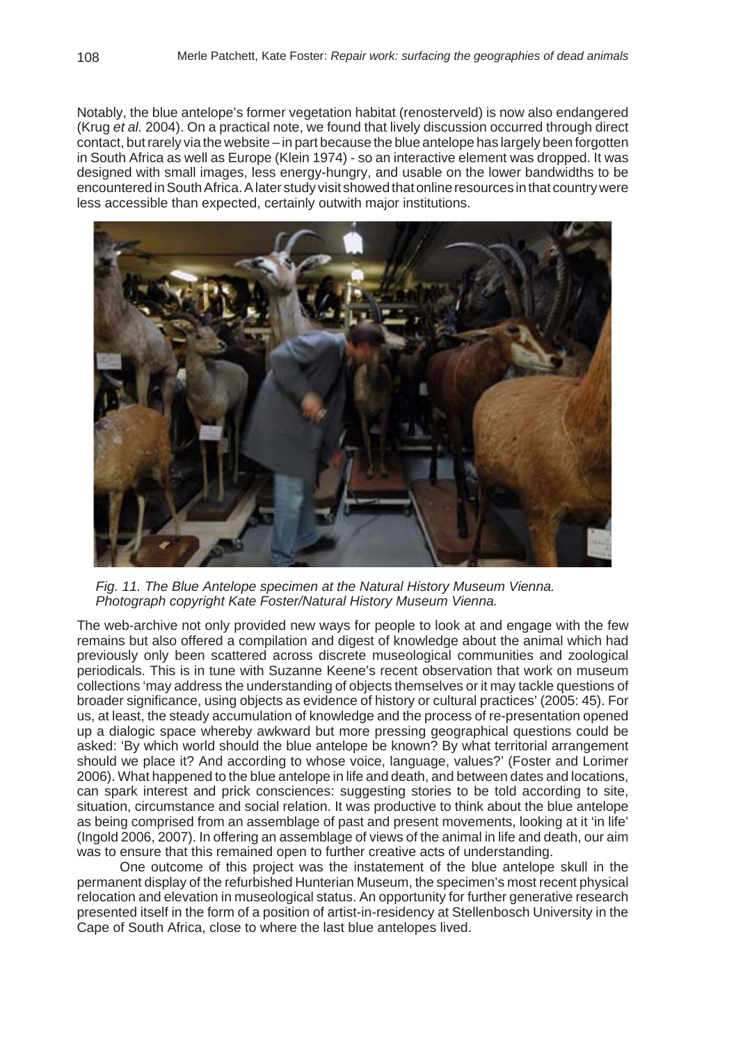Notably, the blue antelope's former vegetation habitat (renosterveld) is now also endangered (Krug *et al.* 2004). On a practical note, we found that lively discussion occurred through direct contact, but rarely via the website – in part because the blue antelope has largely been forgotten in South Africa as well as Europe (Klein 1974) - so an interactive element was dropped. It was designed with small images, less energy-hungry, and usable on the lower bandwidths to be encountered in South Africa. A later study visit showed that online resources in that country were less accessible than expected, certainly outwith major institutions.

*Fig. 11. The Blue Antelope specimen at the Natural History Museum Vienna. Photograph copyright Kate Foster/Natural History Museum Vienna.*

The web-archive not only provided new ways for people to look at and engage with the few remains but also offered a compilation and digest of knowledge about the animal which had previously only been scattered across discrete museological communities and zoological periodicals. This is in tune with Suzanne Keene's recent observation that work on museum collections 'may address the understanding of objects themselves or it may tackle questions of broader significance, using objects as evidence of history or cultural practices' (2005: 45). For us, at least, the steady accumulation of knowledge and the process of re-presentation opened up a dialogic space whereby awkward but more pressing geographical questions could be asked: 'By which world should the blue antelope be known? By what territorial arrangement should we place it? And according to whose voice, language, values?' (Foster and Lorimer 2006). What happened to the blue antelope in life and death, and between dates and locations, can spark interest and prick consciences: suggesting stories to be told according to site, situation, circumstance and social relation. It was productive to think about the blue antelope as being comprised from an assemblage of past and present movements, looking at it 'in life' (Ingold 2006, 2007). In offering an assemblage of views of the animal in life and death, our aim was to ensure that this remained open to further creative acts of understanding.

One outcome of this project was the instatement of the blue antelope skull in the permanent display of the refurbished Hunterian Museum, the specimen's most recent physical relocation and elevation in museological status. An opportunity for further generative research presented itself in the form of a position of artist-in-residency at Stellenbosch University in the Cape of South Africa, close to where the last blue antelopes lived.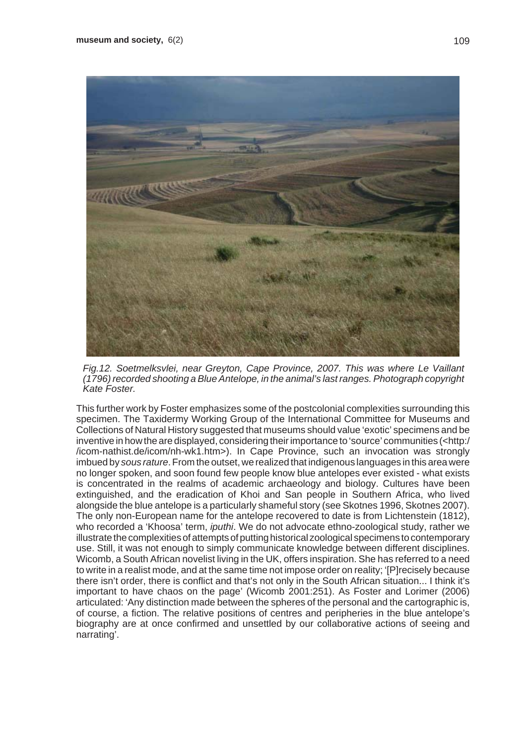*Fig.12. Soetmelksvlei, near Greyton, Cape Province, 2007. This was where Le Vaillant (1796) recorded shooting a Blue Antelope, in the animal's last ranges. Photograph copyright Kate Foster.*

This further work by Foster emphasizes some of the postcolonial complexities surrounding this specimen. The Taxidermy Working Group of the International Committee for Museums and Collections of Natural History suggested that museums should value 'exotic' specimens and be inventive in how the are displayed, considering their importance to 'source' communities (<http://icom-nathist.de/icom/nh-wk1.htm>). In Cape Province, such an invocation was strongly imbued by *sous rature*. From the outset, we realized that indigenous languages in this area were no longer spoken, and soon found few people know blue antelopes ever existed - what exists is concentrated in the realms of academic archaeology and biology. Cultures have been extinguished, and the eradication of Khoi and San people in Southern Africa, who lived alongside the blue antelope is a particularly shameful story (see Skotnes 1996, Skotnes 2007). The only non-European name for the antelope recovered to date is from Lichtenstein (1812), who recorded a 'Khoosa' term, *iputhi*. We do not advocate ethno-zoological study, rather we illustrate the complexities of attempts of putting historical zoological specimens to contemporary use. Still, it was not enough to simply communicate knowledge between different disciplines. Wicomb, a South African novelist living in the UK, offers inspiration. She has referred to a need to write in a realist mode, and at the same time not impose order on reality; '[P]recisely because there isn't order, there is conflict and that's not only in the South African situation... I think it's important to have chaos on the page' (Wicomb 2001:251). As Foster and Lorimer (2006) articulated: 'Any distinction made between the spheres of the personal and the cartographic is, of course, a fiction. The relative positions of centres and peripheries in the blue antelope's biography are at once confirmed and unsettled by our collaborative actions of seeing and narrating'.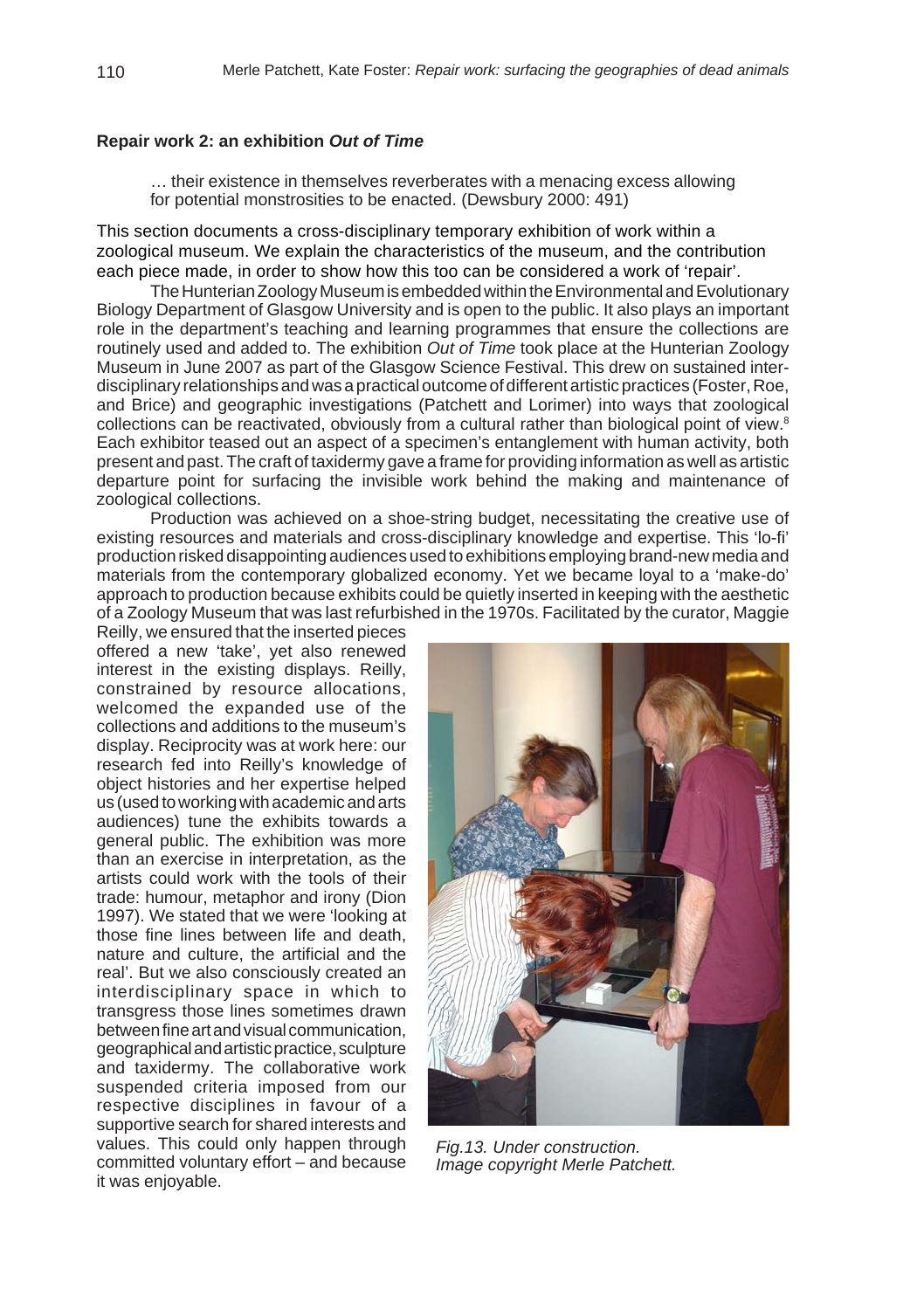### Repair work 2: an exhibition *Out of Time*

> … their existence in themselves reverberates with a menacing excess allowing for potential monstrosities to be enacted. (Dewsbury 2000: 491)

This section documents a cross-disciplinary temporary exhibition of work within a zoological museum. We explain the characteristics of the museum, and the contribution each piece made, in order to show how this too can be considered a work of 'repair'.

The Hunterian Zoology Museum is embedded within the Environmental and Evolutionary Biology Department of Glasgow University and is open to the public. It also plays an important role in the department's teaching and learning programmes that ensure the collections are routinely used and added to. The exhibition *Out of Time* took place at the Hunterian Zoology Museum in June 2007 as part of the Glasgow Science Festival. This drew on sustained inter-disciplinary relationships and was a practical outcome of different artistic practices (Foster, Roe, and Brice) and geographic investigations (Patchett and Lorimer) into ways that zoological collections can be reactivated, obviously from a cultural rather than biological point of view.[8] Each exhibitor teased out an aspect of a specimen's entanglement with human activity, both present and past. The craft of taxidermy gave a frame for providing information as well as artistic departure point for surfacing the invisible work behind the making and maintenance of zoological collections.

Production was achieved on a shoe-string budget, necessitating the creative use of existing resources and materials and cross-disciplinary knowledge and expertise. This 'lo-fi' production risked disappointing audiences used to exhibitions employing brand-new media and materials from the contemporary globalized economy. Yet we became loyal to a 'make-do' approach to production because exhibits could be quietly inserted in keeping with the aesthetic of a Zoology Museum that was last refurbished in the 1970s. Facilitated by the curator, Maggie Reilly, we ensured that the inserted pieces offered a new 'take', yet also renewed interest in the existing displays. Reilly, constrained by resource allocations, welcomed the expanded use of the collections and additions to the museum's display. Reciprocity was at work here: our research fed into Reilly's knowledge of object histories and her expertise helped us (used to working with academic and arts audiences) tune the exhibits towards a general public. The exhibition was more than an exercise in interpretation, as the artists could work with the tools of their trade: humour, metaphor and irony (Dion 1997). We stated that we were 'looking at those fine lines between life and death, nature and culture, the artificial and the real'. But we also consciously created an interdisciplinary space in which to transgress those lines sometimes drawn between fine art and visual communication, geographical and artistic practice, sculpture and taxidermy. The collaborative work suspended criteria imposed from our respective disciplines in favour of a supportive search for shared interests and values. This could only happen through committed voluntary effort – and because it was enjoyable.

*Fig.13. Under construction. Image copyright Merle Patchett.*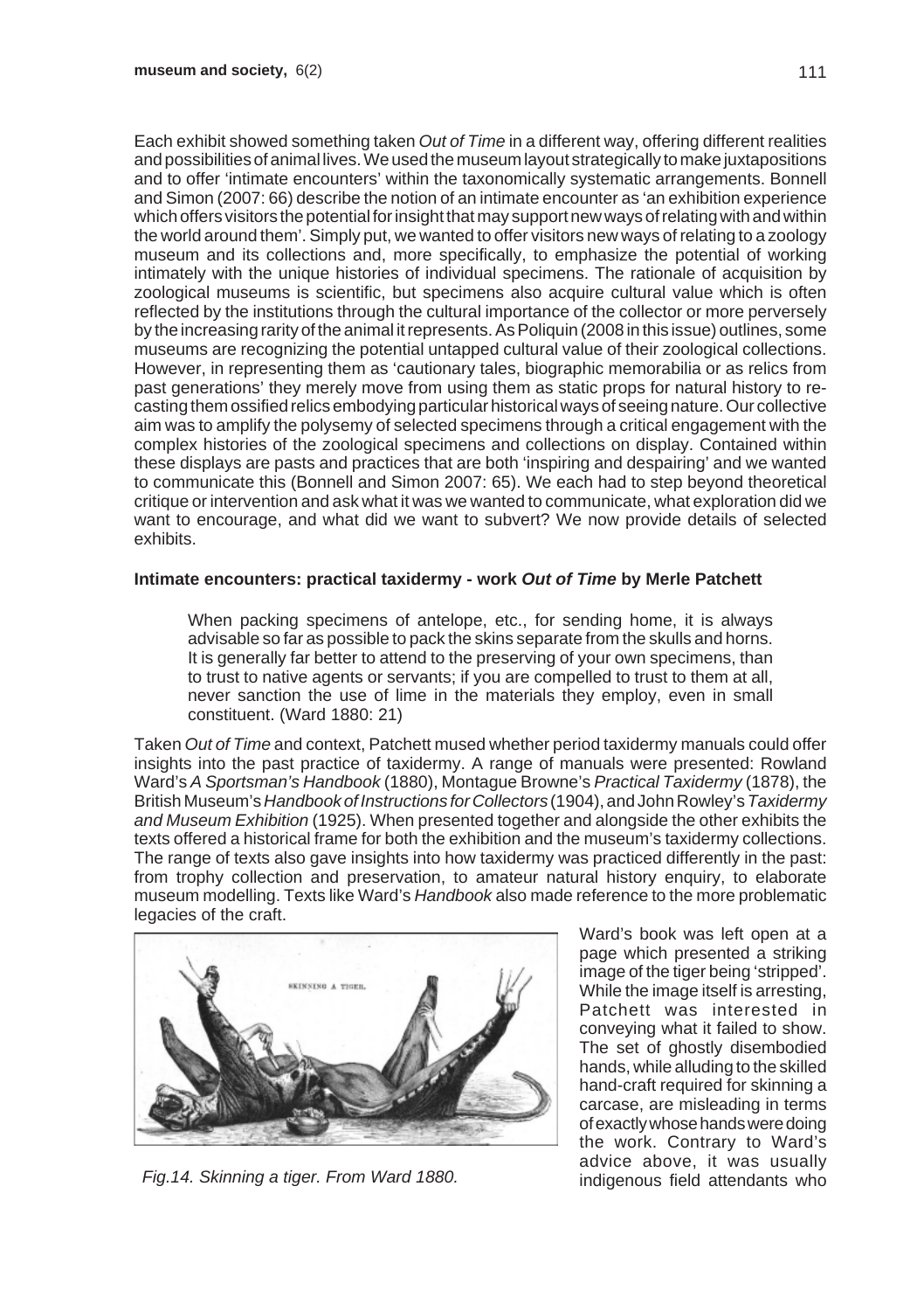Each exhibit showed something taken *Out of Time* in a different way, offering different realities and possibilities of animal lives. We used the museum layout strategically to make juxtapositions and to offer 'intimate encounters' within the taxonomically systematic arrangements. Bonnell and Simon (2007: 66) describe the notion of an intimate encounter as 'an exhibition experience which offers visitors the potential for insight that may support new ways of relating with and within the world around them'. Simply put, we wanted to offer visitors new ways of relating to a zoology museum and its collections and, more specifically, to emphasize the potential of working intimately with the unique histories of individual specimens. The rationale of acquisition by zoological museums is scientific, but specimens also acquire cultural value which is often reflected by the institutions through the cultural importance of the collector or more perversely by the increasing rarity of the animal it represents. As Poliquin (2008 in this issue) outlines, some museums are recognizing the potential untapped cultural value of their zoological collections. However, in representing them as 'cautionary tales, biographic memorabilia or as relics from past generations' they merely move from using them as static props for natural history to re-casting them ossified relics embodying particular historical ways of seeing nature. Our collective aim was to amplify the polysemy of selected specimens through a critical engagement with the complex histories of the zoological specimens and collections on display. Contained within these displays are pasts and practices that are both 'inspiring and despairing' and we wanted to communicate this (Bonnell and Simon 2007: 65). We each had to step beyond theoretical critique or intervention and ask what it was we wanted to communicate, what exploration did we want to encourage, and what did we want to subvert? We now provide details of selected exhibits.

### Intimate encounters: practical taxidermy - work *Out of Time* by Merle Patchett

> When packing specimens of antelope, etc., for sending home, it is always advisable so far as possible to pack the skins separate from the skulls and horns. It is generally far better to attend to the preserving of your own specimens, than to trust to native agents or servants; if you are compelled to trust to them at all, never sanction the use of lime in the materials they employ, even in small constituent. (Ward 1880: 21)

Taken *Out of Time* and context, Patchett mused whether period taxidermy manuals could offer insights into the past practice of taxidermy. A range of manuals were presented: Rowland Ward's *A Sportsman's Handbook* (1880), Montague Browne's *Practical Taxidermy* (1878), the British Museum's *Handbook of Instructions for Collectors* (1904), and John Rowley's *Taxidermy and Museum Exhibition* (1925). When presented together and alongside the other exhibits the texts offered a historical frame for both the exhibition and the museum's taxidermy collections. The range of texts also gave insights into how taxidermy was practiced differently in the past: from trophy collection and preservation, to amateur natural history enquiry, to elaborate museum modelling. Texts like Ward's *Handbook* also made reference to the more problematic legacies of the craft.

*Fig.14. Skinning a tiger. From Ward 1880.*

Ward's book was left open at a page which presented a striking image of the tiger being 'stripped'. While the image itself is arresting, Patchett was interested in conveying what it failed to show. The set of ghostly disembodied hands, while alluding to the skilled hand-craft required for skinning a carcase, are misleading in terms of exactly whose hands were doing the work. Contrary to Ward's advice above, it was usually indigenous field attendants who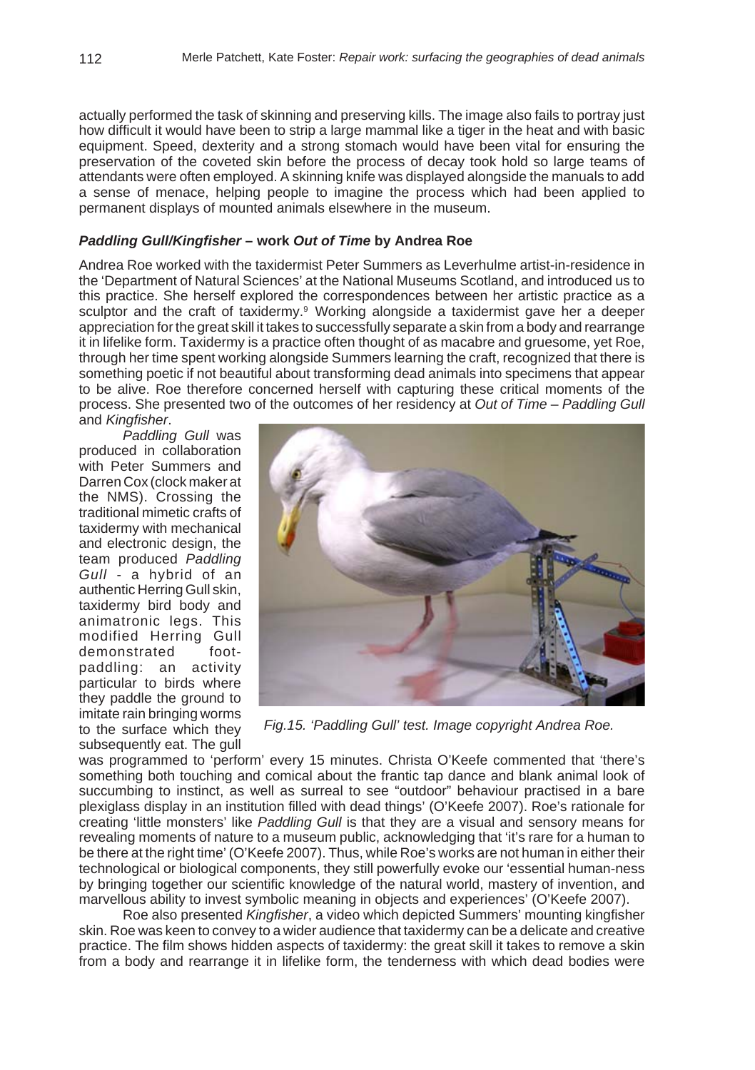actually performed the task of skinning and preserving kills. The image also fails to portray just how difficult it would have been to strip a large mammal like a tiger in the heat and with basic equipment. Speed, dexterity and a strong stomach would have been vital for ensuring the preservation of the coveted skin before the process of decay took hold so large teams of attendants were often employed. A skinning knife was displayed alongside the manuals to add a sense of menace, helping people to imagine the process which had been applied to permanent displays of mounted animals elsewhere in the museum.

### *Paddling Gull/Kingfisher* – work *Out of Time* by Andrea Roe

Andrea Roe worked with the taxidermist Peter Summers as Leverhulme artist-in-residence in the 'Department of Natural Sciences' at the National Museums Scotland, and introduced us to this practice. She herself explored the correspondences between her artistic practice as a sculptor and the craft of taxidermy.[9] Working alongside a taxidermist gave her a deeper appreciation for the great skill it takes to successfully separate a skin from a body and rearrange it in lifelike form. Taxidermy is a practice often thought of as macabre and gruesome, yet Roe, through her time spent working alongside Summers learning the craft, recognized that there is something poetic if not beautiful about transforming dead animals into specimens that appear to be alive. Roe therefore concerned herself with capturing these critical moments of the process. She presented two of the outcomes of her residency at *Out of Time – Paddling Gull* and *Kingfisher*.

*Paddling Gull* was produced in collaboration with Peter Summers and Darren Cox (clock maker at the NMS). Crossing the traditional mimetic crafts of taxidermy with mechanical and electronic design, the team produced *Paddling Gull* - a hybrid of an authentic Herring Gull skin, taxidermy bird body and animatronic legs. This modified Herring Gull demonstrated foot-paddling: an activity particular to birds where they paddle the ground to imitate rain bringing worms to the surface which they subsequently eat. The gull was programmed to 'perform' every 15 minutes. Christa O'Keefe commented that 'there's something both touching and comical about the frantic tap dance and blank animal look of succumbing to instinct, as well as surreal to see "outdoor" behaviour practised in a bare plexiglass display in an institution filled with dead things' (O'Keefe 2007). Roe's rationale for creating 'little monsters' like *Paddling Gull* is that they are a visual and sensory means for revealing moments of nature to a museum public, acknowledging that 'it's rare for a human to be there at the right time' (O'Keefe 2007). Thus, while Roe's works are not human in either their technological or biological components, they still powerfully evoke our 'essential human-ness by bringing together our scientific knowledge of the natural world, mastery of invention, and marvellous ability to invest symbolic meaning in objects and experiences' (O'Keefe 2007).

*Fig.15. 'Paddling Gull' test. Image copyright Andrea Roe.*

Roe also presented *Kingfisher*, a video which depicted Summers' mounting kingfisher skin. Roe was keen to convey to a wider audience that taxidermy can be a delicate and creative practice. The film shows hidden aspects of taxidermy: the great skill it takes to remove a skin from a body and rearrange it in lifelike form, the tenderness with which dead bodies were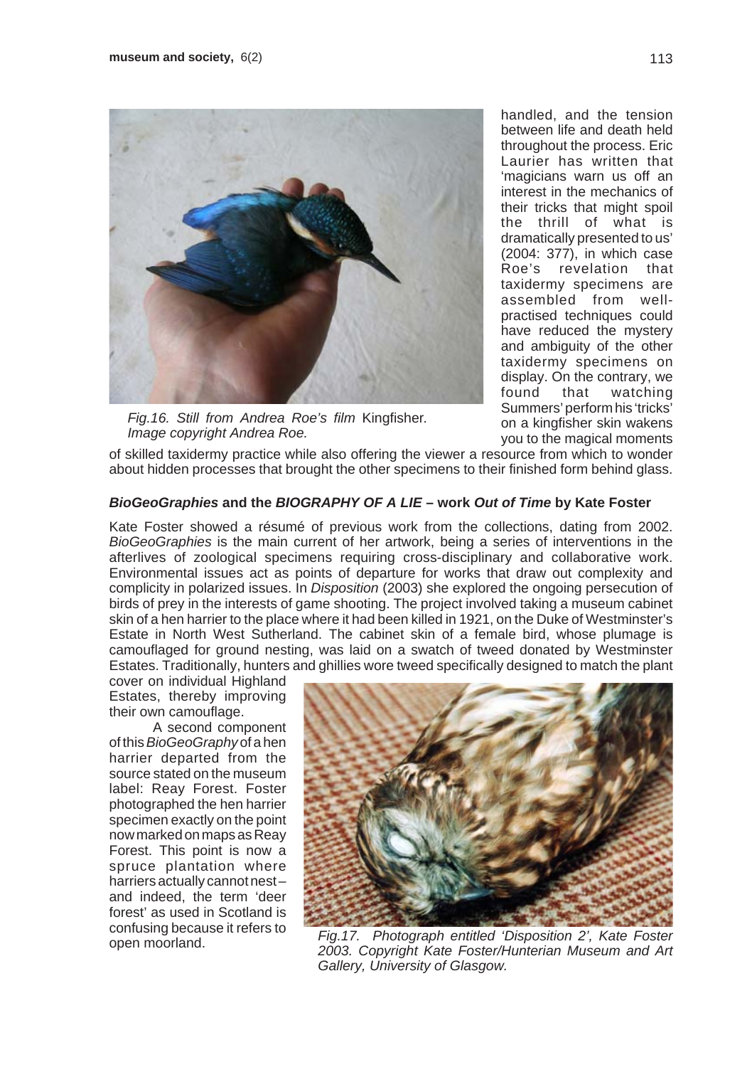Fig.16. Still from Andrea Roe's film *Kingfisher*. Image copyright Andrea Roe.

handled, and the tension between life and death held throughout the process. Eric Laurier has written that 'magicians warn us off an interest in the mechanics of their tricks that might spoil the thrill of what is dramatically presented to us' (2004: 377), in which case Roe's revelation that taxidermy specimens are assembled from well-practised techniques could have reduced the mystery and ambiguity of the other taxidermy specimens on display. On the contrary, we found that watching Summers' perform his 'tricks' on a kingfisher skin wakens you to the magical moments of skilled taxidermy practice while also offering the viewer a resource from which to wonder about hidden processes that brought the other specimens to their finished form behind glass.

### *BioGeoGraphies* and the *BIOGRAPHY OF A LIE* – work *Out of Time* by Kate Foster

Kate Foster showed a résumé of previous work from the collections, dating from 2002. *BioGeoGraphies* is the main current of her artwork, being a series of interventions in the afterlives of zoological specimens requiring cross-disciplinary and collaborative work. Environmental issues act as points of departure for works that draw out complexity and complicity in polarized issues. In *Disposition* (2003) she explored the ongoing persecution of birds of prey in the interests of game shooting. The project involved taking a museum cabinet skin of a hen harrier to the place where it had been killed in 1921, on the Duke of Westminster's Estate in North West Sutherland. The cabinet skin of a female bird, whose plumage is camouflaged for ground nesting, was laid on a swatch of tweed donated by Westminster Estates. Traditionally, hunters and ghillies wore tweed specifically designed to match the plant cover on individual Highland Estates, thereby improving their own camouflage.

A second component of this *BioGeoGraphy* of a hen harrier departed from the source stated on the museum label: Reay Forest. Foster photographed the hen harrier specimen exactly on the point now marked on maps as Reay Forest. This point is now a spruce plantation where harriers actually cannot nest – and indeed, the term 'deer forest' as used in Scotland is confusing because it refers to open moorland.

Fig.17. Photograph entitled 'Disposition 2', Kate Foster 2003. Copyright Kate Foster/Hunterian Museum and Art Gallery, University of Glasgow.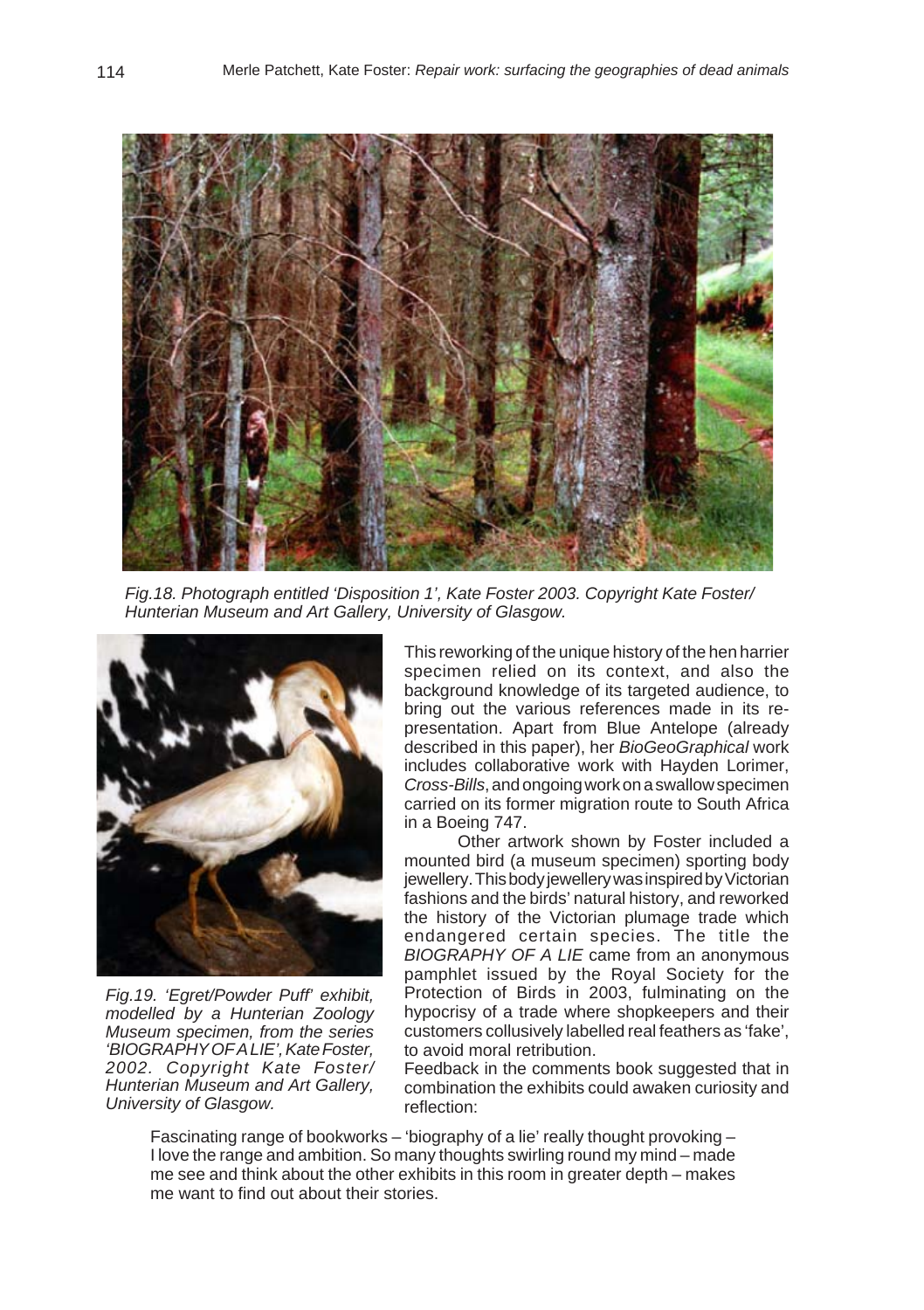*Fig.18. Photograph entitled 'Disposition 1', Kate Foster 2003. Copyright Kate Foster/ Hunterian Museum and Art Gallery, University of Glasgow.*

*Fig.19. 'Egret/Powder Puff' exhibit, modelled by a Hunterian Zoology Museum specimen, from the series 'BIOGRAPHY OF A LIE', Kate Foster, 2002. Copyright Kate Foster/ Hunterian Museum and Art Gallery, University of Glasgow.*

This reworking of the unique history of the hen harrier specimen relied on its context, and also the background knowledge of its targeted audience, to bring out the various references made in its re-presentation. Apart from Blue Antelope (already described in this paper), her *BioGeoGraphical* work includes collaborative work with Hayden Lorimer, *Cross-Bills*, and ongoing work on a swallow specimen carried on its former migration route to South Africa in a Boeing 747.

Other artwork shown by Foster included a mounted bird (a museum specimen) sporting body jewellery. This body jewellery was inspired by Victorian fashions and the birds' natural history, and reworked the history of the Victorian plumage trade which endangered certain species. The title the *BIOGRAPHY OF A LIE* came from an anonymous pamphlet issued by the Royal Society for the Protection of Birds in 2003, fulminating on the hypocrisy of a trade where shopkeepers and their customers collusively labelled real feathers as 'fake', to avoid moral retribution.

Feedback in the comments book suggested that in combination the exhibits could awaken curiosity and reflection:

> Fascinating range of bookworks – 'biography of a lie' really thought provoking – I love the range and ambition. So many thoughts swirling round my mind – made me see and think about the other exhibits in this room in greater depth – makes me want to find out about their stories.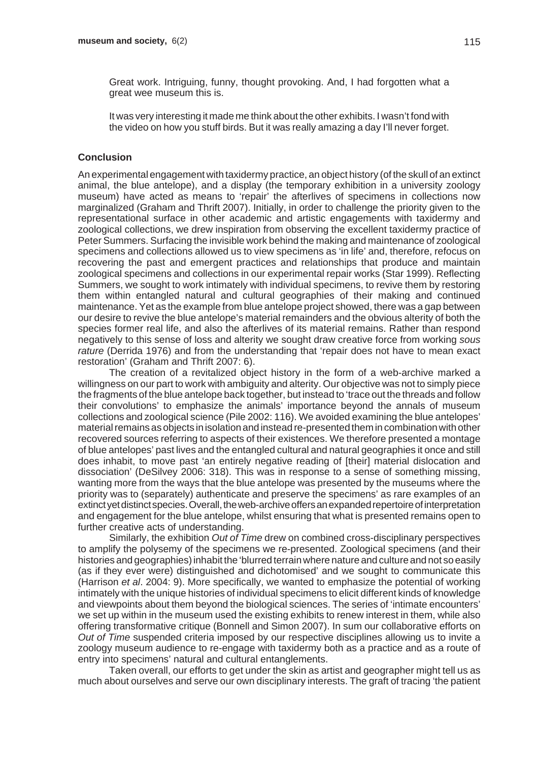Great work. Intriguing, funny, thought provoking. And, I had forgotten what a great wee museum this is.

It was very interesting it made me think about the other exhibits. I wasn't fond with the video on how you stuff birds. But it was really amazing a day I'll never forget.

## Conclusion

An experimental engagement with taxidermy practice, an object history (of the skull of an extinct animal, the blue antelope), and a display (the temporary exhibition in a university zoology museum) have acted as means to 'repair' the afterlives of specimens in collections now marginalized (Graham and Thrift 2007). Initially, in order to challenge the priority given to the representational surface in other academic and artistic engagements with taxidermy and zoological collections, we drew inspiration from observing the excellent taxidermy practice of Peter Summers. Surfacing the invisible work behind the making and maintenance of zoological specimens and collections allowed us to view specimens as 'in life' and, therefore, refocus on recovering the past and emergent practices and relationships that produce and maintain zoological specimens and collections in our experimental repair works (Star 1999). Reflecting Summers, we sought to work intimately with individual specimens, to revive them by restoring them within entangled natural and cultural geographies of their making and continued maintenance. Yet as the example from blue antelope project showed, there was a gap between our desire to revive the blue antelope's material remainders and the obvious alterity of both the species former real life, and also the afterlives of its material remains. Rather than respond negatively to this sense of loss and alterity we sought draw creative force from working *sous rature* (Derrida 1976) and from the understanding that 'repair does not have to mean exact restoration' (Graham and Thrift 2007: 6).

The creation of a revitalized object history in the form of a web-archive marked a willingness on our part to work with ambiguity and alterity. Our objective was not to simply piece the fragments of the blue antelope back together, but instead to 'trace out the threads and follow their convolutions' to emphasize the animals' importance beyond the annals of museum collections and zoological science (Pile 2002: 116). We avoided examining the blue antelopes' material remains as objects in isolation and instead re-presented them in combination with other recovered sources referring to aspects of their existences. We therefore presented a montage of blue antelopes' past lives and the entangled cultural and natural geographies it once and still does inhabit, to move past 'an entirely negative reading of [their] material dislocation and dissociation' (DeSilvey 2006: 318). This was in response to a sense of something missing, wanting more from the ways that the blue antelope was presented by the museums where the priority was to (separately) authenticate and preserve the specimens' as rare examples of an extinct yet distinct species. Overall, the web-archive offers an expanded repertoire of interpretation and engagement for the blue antelope, whilst ensuring that what is presented remains open to further creative acts of understanding.

Similarly, the exhibition *Out of Time* drew on combined cross-disciplinary perspectives to amplify the polysemy of the specimens we re-presented. Zoological specimens (and their histories and geographies) inhabit the 'blurred terrain where nature and culture and not so easily (as if they ever were) distinguished and dichotomised' and we sought to communicate this (Harrison *et al*. 2004: 9). More specifically, we wanted to emphasize the potential of working intimately with the unique histories of individual specimens to elicit different kinds of knowledge and viewpoints about them beyond the biological sciences. The series of 'intimate encounters' we set up within in the museum used the existing exhibits to renew interest in them, while also offering transformative critique (Bonnell and Simon 2007). In sum our collaborative efforts on *Out of Time* suspended criteria imposed by our respective disciplines allowing us to invite a zoology museum audience to re-engage with taxidermy both as a practice and as a route of entry into specimens' natural and cultural entanglements.

Taken overall, our efforts to get under the skin as artist and geographer might tell us as much about ourselves and serve our own disciplinary interests. The graft of tracing 'the patient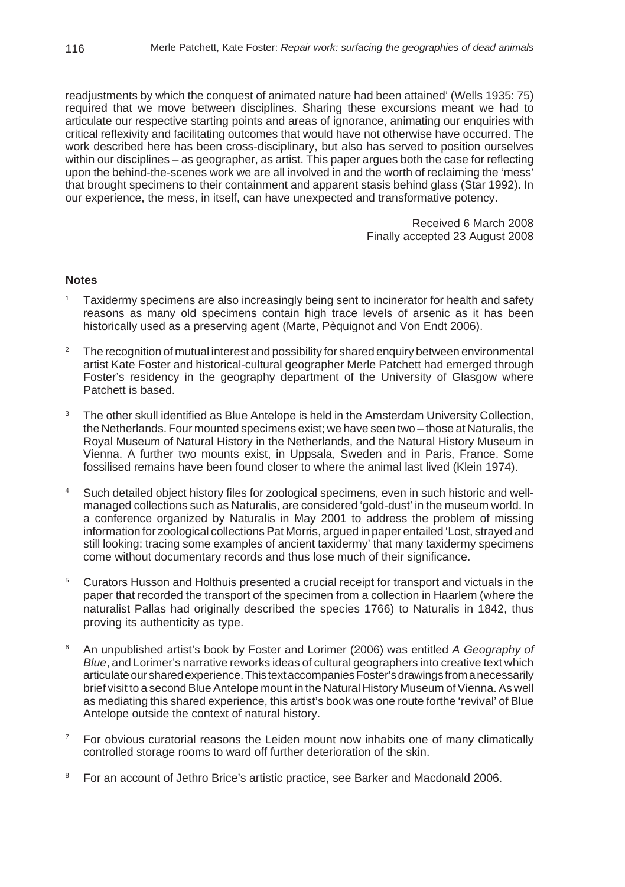readjustments by which the conquest of animated nature had been attained' (Wells 1935: 75) required that we move between disciplines. Sharing these excursions meant we had to articulate our respective starting points and areas of ignorance, animating our enquiries with critical reflexivity and facilitating outcomes that would have not otherwise have occurred. The work described here has been cross-disciplinary, but also has served to position ourselves within our disciplines – as geographer, as artist. This paper argues both the case for reflecting upon the behind-the-scenes work we are all involved in and the worth of reclaiming the 'mess' that brought specimens to their containment and apparent stasis behind glass (Star 1992). In our experience, the mess, in itself, can have unexpected and transformative potency.

Received 6 March 2008
Finally accepted 23 August 2008

## Notes

1. Taxidermy specimens are also increasingly being sent to incinerator for health and safety reasons as many old specimens contain high trace levels of arsenic as it has been historically used as a preserving agent (Marte, Pèquignot and Von Endt 2006).

2. The recognition of mutual interest and possibility for shared enquiry between environmental artist Kate Foster and historical-cultural geographer Merle Patchett had emerged through Foster's residency in the geography department of the University of Glasgow where Patchett is based.

3. The other skull identified as Blue Antelope is held in the Amsterdam University Collection, the Netherlands. Four mounted specimens exist; we have seen two – those at Naturalis, the Royal Museum of Natural History in the Netherlands, and the Natural History Museum in Vienna. A further two mounts exist, in Uppsala, Sweden and in Paris, France. Some fossilised remains have been found closer to where the animal last lived (Klein 1974).

4. Such detailed object history files for zoological specimens, even in such historic and well-managed collections such as Naturalis, are considered 'gold-dust' in the museum world. In a conference organized by Naturalis in May 2001 to address the problem of missing information for zoological collections Pat Morris, argued in paper entailed 'Lost, strayed and still looking: tracing some examples of ancient taxidermy' that many taxidermy specimens come without documentary records and thus lose much of their significance.

5. Curators Husson and Holthuis presented a crucial receipt for transport and victuals in the paper that recorded the transport of the specimen from a collection in Haarlem (where the naturalist Pallas had originally described the species 1766) to Naturalis in 1842, thus proving its authenticity as type.

6. An unpublished artist's book by Foster and Lorimer (2006) was entitled *A Geography of Blue*, and Lorimer's narrative reworks ideas of cultural geographers into creative text which articulate our shared experience. This text accompanies Foster's drawings from a necessarily brief visit to a second Blue Antelope mount in the Natural History Museum of Vienna. As well as mediating this shared experience, this artist's book was one route forthe 'revival' of Blue Antelope outside the context of natural history.

7. For obvious curatorial reasons the Leiden mount now inhabits one of many climatically controlled storage rooms to ward off further deterioration of the skin.

8. For an account of Jethro Brice's artistic practice, see Barker and Macdonald 2006.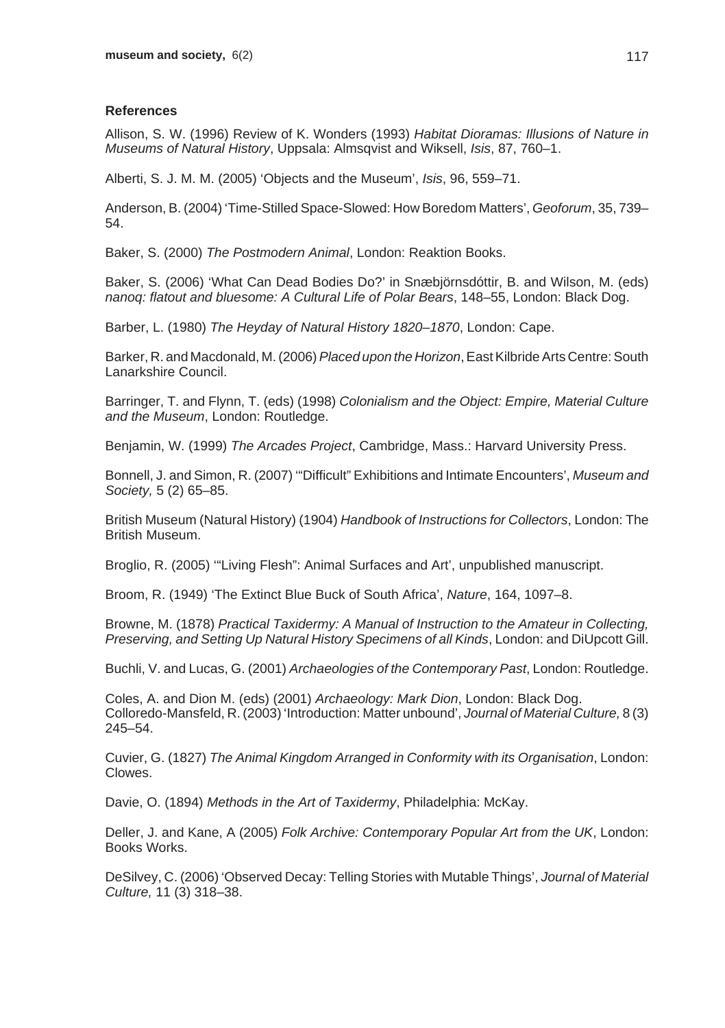### References

Allison, S. W. (1996) Review of K. Wonders (1993) *Habitat Dioramas: Illusions of Nature in Museums of Natural History*, Uppsala: Almsqvist and Wiksell, *Isis*, 87, 760–1.

Alberti, S. J. M. M. (2005) 'Objects and the Museum', *Isis*, 96, 559–71.

Anderson, B. (2004) 'Time-Stilled Space-Slowed: How Boredom Matters', *Geoforum*, 35, 739–54.

Baker, S. (2000) *The Postmodern Animal*, London: Reaktion Books.

Baker, S. (2006) 'What Can Dead Bodies Do?' in Snæbjörnsdóttir, B. and Wilson, M. (eds) *nanoq: flatout and bluesome: A Cultural Life of Polar Bears*, 148–55, London: Black Dog.

Barber, L. (1980) *The Heyday of Natural History 1820–1870*, London: Cape.

Barker, R. and Macdonald, M. (2006) *Placed upon the Horizon*, East Kilbride Arts Centre: South Lanarkshire Council.

Barringer, T. and Flynn, T. (eds) (1998) *Colonialism and the Object: Empire, Material Culture and the Museum*, London: Routledge.

Benjamin, W. (1999) *The Arcades Project*, Cambridge, Mass.: Harvard University Press.

Bonnell, J. and Simon, R. (2007) '"Difficult" Exhibitions and Intimate Encounters', *Museum and Society,* 5 (2) 65–85.

British Museum (Natural History) (1904) *Handbook of Instructions for Collectors*, London: The British Museum.

Broglio, R. (2005) '"Living Flesh": Animal Surfaces and Art', unpublished manuscript.

Broom, R. (1949) 'The Extinct Blue Buck of South Africa', *Nature*, 164, 1097–8.

Browne, M. (1878) *Practical Taxidermy: A Manual of Instruction to the Amateur in Collecting, Preserving, and Setting Up Natural History Specimens of all Kinds*, London: and DiUpcott Gill.

Buchli, V. and Lucas, G. (2001) *Archaeologies of the Contemporary Past*, London: Routledge.

Coles, A. and Dion M. (eds) (2001) *Archaeology: Mark Dion*, London: Black Dog.
Colloredo-Mansfeld, R. (2003) 'Introduction: Matter unbound', *Journal of Material Culture,* 8 (3) 245–54.

Cuvier, G. (1827) *The Animal Kingdom Arranged in Conformity with its Organisation*, London: Clowes.

Davie, O. (1894) *Methods in the Art of Taxidermy*, Philadelphia: McKay.

Deller, J. and Kane, A (2005) *Folk Archive: Contemporary Popular Art from the UK*, London: Books Works.

DeSilvey, C. (2006) 'Observed Decay: Telling Stories with Mutable Things', *Journal of Material Culture,* 11 (3) 318–38.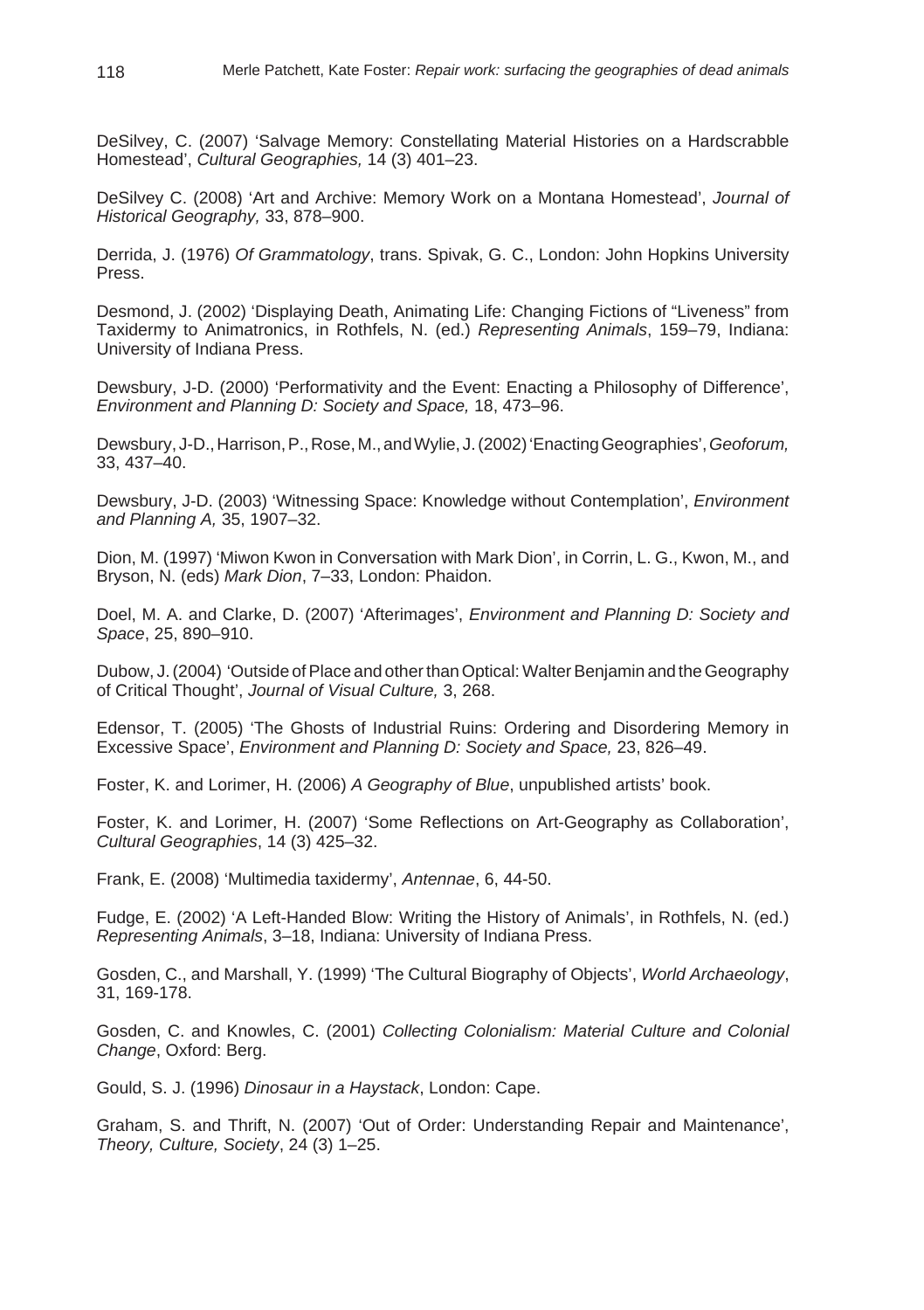DeSilvey, C. (2007) 'Salvage Memory: Constellating Material Histories on a Hardscrabble Homestead', *Cultural Geographies,* 14 (3) 401–23.

DeSilvey C. (2008) 'Art and Archive: Memory Work on a Montana Homestead', *Journal of Historical Geography,* 33, 878–900.

Derrida, J. (1976) *Of Grammatology*, trans. Spivak, G. C., London: John Hopkins University Press.

Desmond, J. (2002) 'Displaying Death, Animating Life: Changing Fictions of "Liveness" from Taxidermy to Animatronics, in Rothfels, N. (ed.) *Representing Animals*, 159–79, Indiana: University of Indiana Press.

Dewsbury, J-D. (2000) 'Performativity and the Event: Enacting a Philosophy of Difference', *Environment and Planning D: Society and Space,* 18, 473–96.

Dewsbury, J-D., Harrison, P., Rose, M., and Wylie, J. (2002) 'Enacting Geographies', *Geoforum,* 33, 437–40.

Dewsbury, J-D. (2003) 'Witnessing Space: Knowledge without Contemplation', *Environment and Planning A,* 35, 1907–32.

Dion, M. (1997) 'Miwon Kwon in Conversation with Mark Dion', in Corrin, L. G., Kwon, M., and Bryson, N. (eds) *Mark Dion*, 7–33, London: Phaidon.

Doel, M. A. and Clarke, D. (2007) 'Afterimages', *Environment and Planning D: Society and Space*, 25, 890–910.

Dubow, J. (2004) 'Outside of Place and other than Optical: Walter Benjamin and the Geography of Critical Thought', *Journal of Visual Culture,* 3, 268.

Edensor, T. (2005) 'The Ghosts of Industrial Ruins: Ordering and Disordering Memory in Excessive Space', *Environment and Planning D: Society and Space,* 23, 826–49.

Foster, K. and Lorimer, H. (2006) *A Geography of Blue*, unpublished artists' book.

Foster, K. and Lorimer, H. (2007) 'Some Reflections on Art-Geography as Collaboration', *Cultural Geographies*, 14 (3) 425–32.

Frank, E. (2008) 'Multimedia taxidermy', *Antennae*, 6, 44-50.

Fudge, E. (2002) 'A Left-Handed Blow: Writing the History of Animals', in Rothfels, N. (ed.) *Representing Animals*, 3–18, Indiana: University of Indiana Press.

Gosden, C., and Marshall, Y. (1999) 'The Cultural Biography of Objects', *World Archaeology*, 31, 169-178.

Gosden, C. and Knowles, C. (2001) *Collecting Colonialism: Material Culture and Colonial Change*, Oxford: Berg.

Gould, S. J. (1996) *Dinosaur in a Haystack*, London: Cape.

Graham, S. and Thrift, N. (2007) 'Out of Order: Understanding Repair and Maintenance', *Theory, Culture, Society*, 24 (3) 1–25.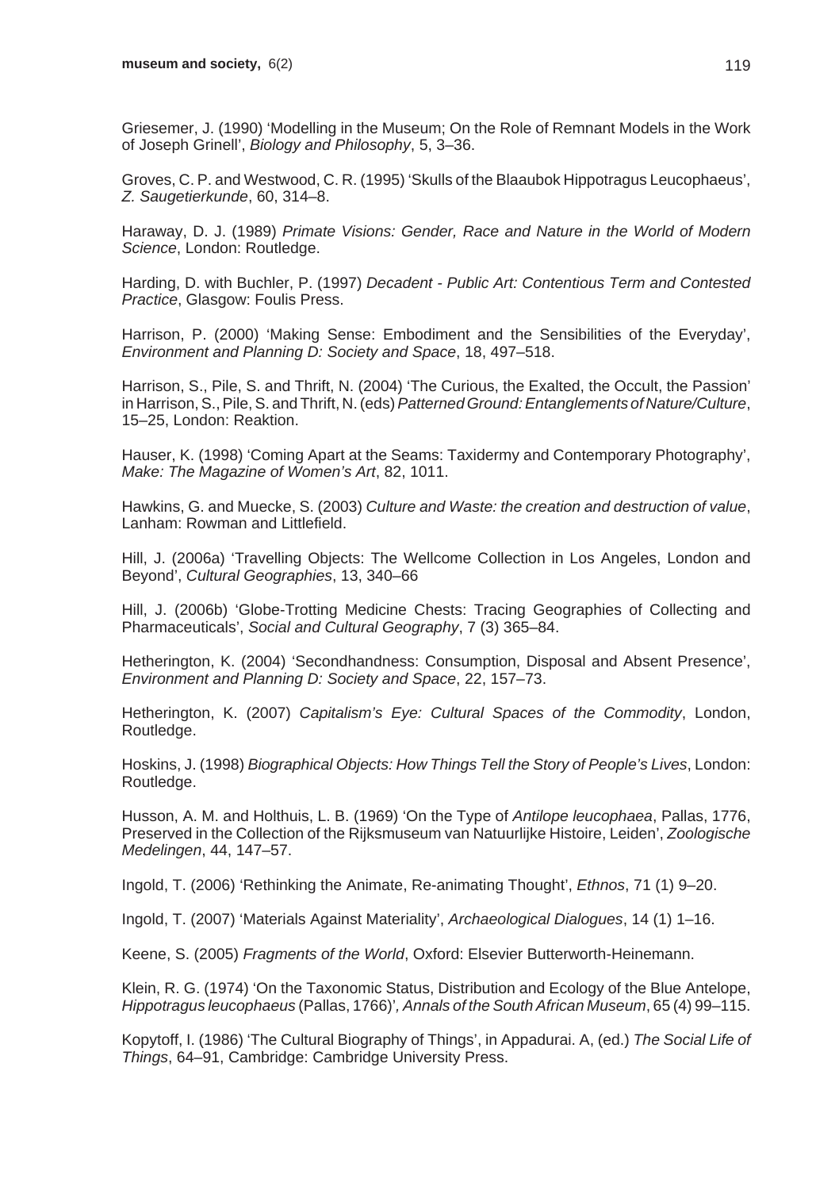Griesemer, J. (1990) 'Modelling in the Museum; On the Role of Remnant Models in the Work of Joseph Grinell', *Biology and Philosophy*, 5, 3–36.

Groves, C. P. and Westwood, C. R. (1995) 'Skulls of the Blaaubok Hippotragus Leucophaeus', *Z. Saugetierkunde*, 60, 314–8.

Haraway, D. J. (1989) *Primate Visions: Gender, Race and Nature in the World of Modern Science*, London: Routledge.

Harding, D. with Buchler, P. (1997) *Decadent - Public Art: Contentious Term and Contested Practice*, Glasgow: Foulis Press.

Harrison, P. (2000) 'Making Sense: Embodiment and the Sensibilities of the Everyday', *Environment and Planning D: Society and Space*, 18, 497–518.

Harrison, S., Pile, S. and Thrift, N. (2004) 'The Curious, the Exalted, the Occult, the Passion' in Harrison, S., Pile, S. and Thrift, N. (eds) *Patterned Ground: Entanglements of Nature/Culture*, 15–25, London: Reaktion.

Hauser, K. (1998) 'Coming Apart at the Seams: Taxidermy and Contemporary Photography', *Make: The Magazine of Women's Art*, 82, 1011.

Hawkins, G. and Muecke, S. (2003) *Culture and Waste: the creation and destruction of value*, Lanham: Rowman and Littlefield.

Hill, J. (2006a) 'Travelling Objects: The Wellcome Collection in Los Angeles, London and Beyond', *Cultural Geographies*, 13, 340–66

Hill, J. (2006b) 'Globe-Trotting Medicine Chests: Tracing Geographies of Collecting and Pharmaceuticals', *Social and Cultural Geography*, 7 (3) 365–84.

Hetherington, K. (2004) 'Secondhandness: Consumption, Disposal and Absent Presence', *Environment and Planning D: Society and Space*, 22, 157–73.

Hetherington, K. (2007) *Capitalism's Eye: Cultural Spaces of the Commodity*, London, Routledge.

Hoskins, J. (1998) *Biographical Objects: How Things Tell the Story of People's Lives*, London: Routledge.

Husson, A. M. and Holthuis, L. B. (1969) 'On the Type of *Antilope leucophaea*, Pallas, 1776, Preserved in the Collection of the Rijksmuseum van Natuurlijke Histoire, Leiden', *Zoologische Medelingen*, 44, 147–57.

Ingold, T. (2006) 'Rethinking the Animate, Re-animating Thought', *Ethnos*, 71 (1) 9–20.

Ingold, T. (2007) 'Materials Against Materiality', *Archaeological Dialogues*, 14 (1) 1–16.

Keene, S. (2005) *Fragments of the World*, Oxford: Elsevier Butterworth-Heinemann.

Klein, R. G. (1974) 'On the Taxonomic Status, Distribution and Ecology of the Blue Antelope, *Hippotragus leucophaeus* (Pallas, 1766)', *Annals of the South African Museum*, 65 (4) 99–115.

Kopytoff, I. (1986) 'The Cultural Biography of Things', in Appadurai. A, (ed.) *The Social Life of Things*, 64–91, Cambridge: Cambridge University Press.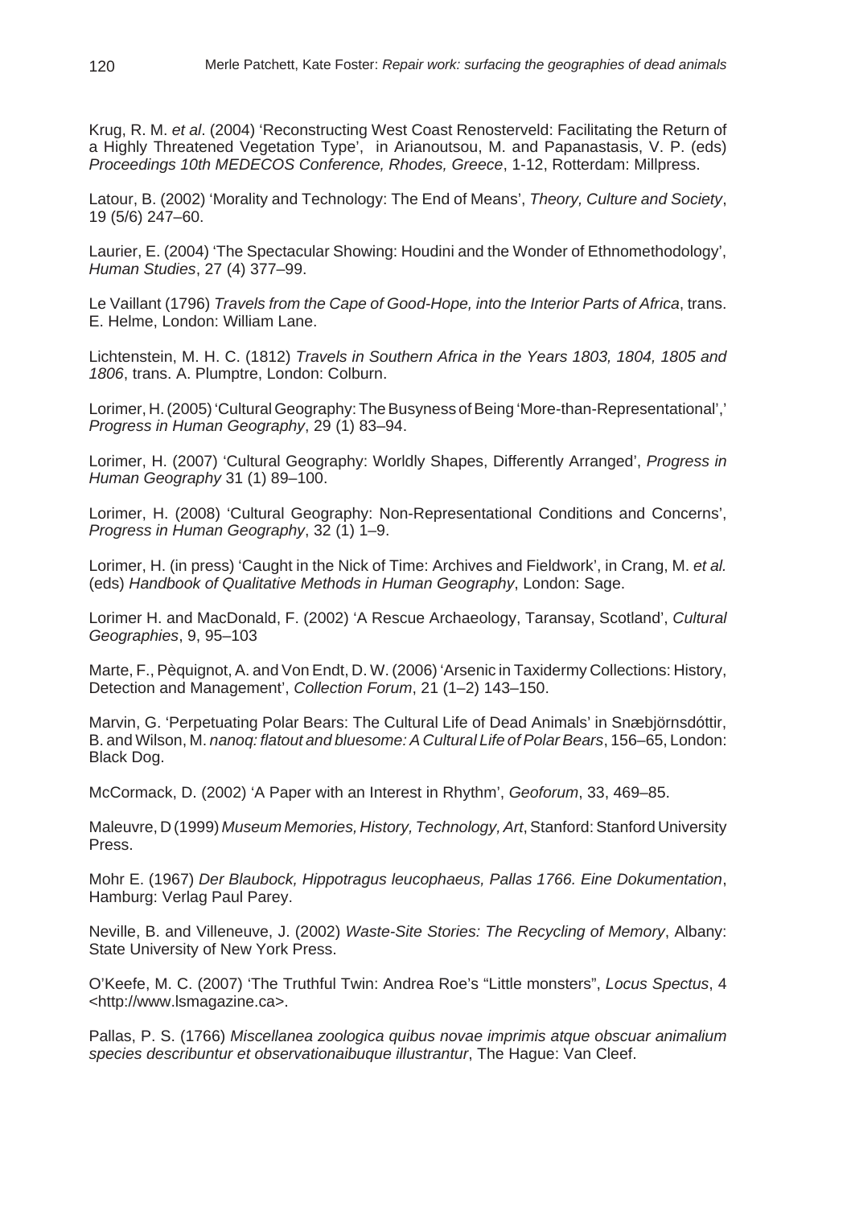Krug, R. M. *et al*. (2004) 'Reconstructing West Coast Renosterveld: Facilitating the Return of a Highly Threatened Vegetation Type', in Arianoutsou, M. and Papanastasis, V. P. (eds) *Proceedings 10th MEDECOS Conference, Rhodes, Greece*, 1-12, Rotterdam: Millpress.

Latour, B. (2002) 'Morality and Technology: The End of Means', *Theory, Culture and Society*, 19 (5/6) 247–60.

Laurier, E. (2004) 'The Spectacular Showing: Houdini and the Wonder of Ethnomethodology', *Human Studies*, 27 (4) 377–99.

Le Vaillant (1796) *Travels from the Cape of Good-Hope, into the Interior Parts of Africa*, trans. E. Helme, London: William Lane.

Lichtenstein, M. H. C. (1812) *Travels in Southern Africa in the Years 1803, 1804, 1805 and 1806*, trans. A. Plumptre, London: Colburn.

Lorimer, H. (2005) 'Cultural Geography: The Busyness of Being 'More-than-Representational',' *Progress in Human Geography*, 29 (1) 83–94.

Lorimer, H. (2007) 'Cultural Geography: Worldly Shapes, Differently Arranged', *Progress in Human Geography* 31 (1) 89–100.

Lorimer, H. (2008) 'Cultural Geography: Non-Representational Conditions and Concerns', *Progress in Human Geography*, 32 (1) 1–9.

Lorimer, H. (in press) 'Caught in the Nick of Time: Archives and Fieldwork', in Crang, M. *et al.* (eds) *Handbook of Qualitative Methods in Human Geography*, London: Sage.

Lorimer H. and MacDonald, F. (2002) 'A Rescue Archaeology, Taransay, Scotland', *Cultural Geographies*, 9, 95–103

Marte, F., Pèquignot, A. and Von Endt, D. W. (2006) 'Arsenic in Taxidermy Collections: History, Detection and Management', *Collection Forum*, 21 (1–2) 143–150.

Marvin, G. 'Perpetuating Polar Bears: The Cultural Life of Dead Animals' in Snæbjörnsdóttir, B. and Wilson, M. *nanoq: flatout and bluesome: A Cultural Life of Polar Bears*, 156–65, London: Black Dog.

McCormack, D. (2002) 'A Paper with an Interest in Rhythm', *Geoforum*, 33, 469–85.

Maleuvre, D (1999) *Museum Memories, History, Technology, Art*, Stanford: Stanford University Press.

Mohr E. (1967) *Der Blaubock, Hippotragus leucophaeus, Pallas 1766. Eine Dokumentation*, Hamburg: Verlag Paul Parey.

Neville, B. and Villeneuve, J. (2002) *Waste-Site Stories: The Recycling of Memory*, Albany: State University of New York Press.

O'Keefe, M. C. (2007) 'The Truthful Twin: Andrea Roe's "Little monsters", *Locus Spectus*, 4 <http://www.lsmagazine.ca>.

Pallas, P. S. (1766) *Miscellanea zoologica quibus novae imprimis atque obscuar animalium species describuntur et observationaibuque illustrantur*, The Hague: Van Cleef.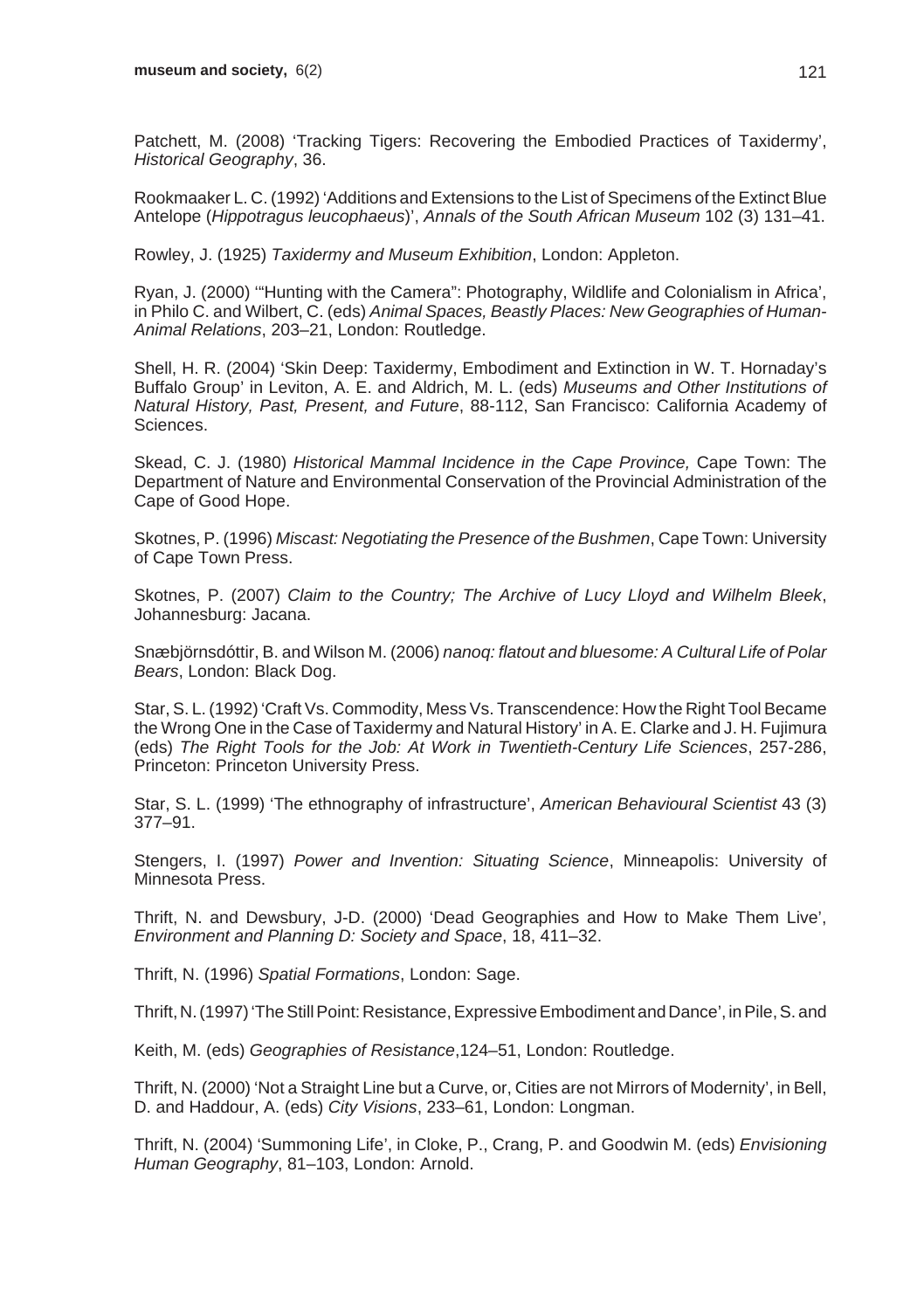Patchett, M. (2008) 'Tracking Tigers: Recovering the Embodied Practices of Taxidermy', *Historical Geography*, 36.

Rookmaaker L. C. (1992) 'Additions and Extensions to the List of Specimens of the Extinct Blue Antelope (*Hippotragus leucophaeus*)', *Annals of the South African Museum* 102 (3) 131–41.

Rowley, J. (1925) *Taxidermy and Museum Exhibition*, London: Appleton.

Ryan, J. (2000) '"Hunting with the Camera": Photography, Wildlife and Colonialism in Africa', in Philo C. and Wilbert, C. (eds) *Animal Spaces, Beastly Places: New Geographies of Human-Animal Relations*, 203–21, London: Routledge.

Shell, H. R. (2004) 'Skin Deep: Taxidermy, Embodiment and Extinction in W. T. Hornaday's Buffalo Group' in Leviton, A. E. and Aldrich, M. L. (eds) *Museums and Other Institutions of Natural History, Past, Present, and Future*, 88-112, San Francisco: California Academy of Sciences.

Skead, C. J. (1980) *Historical Mammal Incidence in the Cape Province,* Cape Town: The Department of Nature and Environmental Conservation of the Provincial Administration of the Cape of Good Hope.

Skotnes, P. (1996) *Miscast: Negotiating the Presence of the Bushmen*, Cape Town: University of Cape Town Press.

Skotnes, P. (2007) *Claim to the Country; The Archive of Lucy Lloyd and Wilhelm Bleek*, Johannesburg: Jacana.

Snæbjörnsdóttir, B. and Wilson M. (2006) *nanoq: flatout and bluesome: A Cultural Life of Polar Bears*, London: Black Dog.

Star, S. L. (1992) 'Craft Vs. Commodity, Mess Vs. Transcendence: How the Right Tool Became the Wrong One in the Case of Taxidermy and Natural History' in A. E. Clarke and J. H. Fujimura (eds) *The Right Tools for the Job: At Work in Twentieth-Century Life Sciences*, 257-286, Princeton: Princeton University Press.

Star, S. L. (1999) 'The ethnography of infrastructure', *American Behavioural Scientist* 43 (3) 377–91.

Stengers, I. (1997) *Power and Invention: Situating Science*, Minneapolis: University of Minnesota Press.

Thrift, N. and Dewsbury, J-D. (2000) 'Dead Geographies and How to Make Them Live', *Environment and Planning D: Society and Space*, 18, 411–32.

Thrift, N. (1996) *Spatial Formations*, London: Sage.

Thrift, N. (1997) 'The Still Point: Resistance, Expressive Embodiment and Dance', in Pile, S. and Keith, M. (eds) *Geographies of Resistance*,124–51, London: Routledge.

Thrift, N. (2000) 'Not a Straight Line but a Curve, or, Cities are not Mirrors of Modernity', in Bell, D. and Haddour, A. (eds) *City Visions*, 233–61, London: Longman.

Thrift, N. (2004) 'Summoning Life', in Cloke, P., Crang, P. and Goodwin M. (eds) *Envisioning Human Geography*, 81–103, London: Arnold.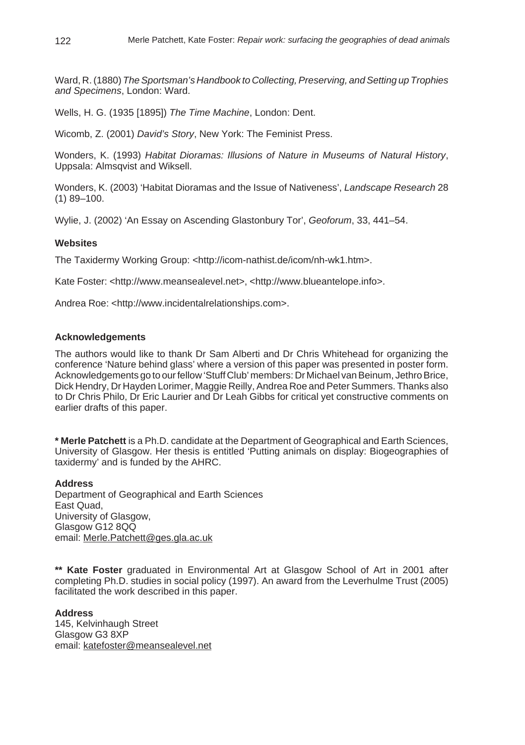Ward, R. (1880) *The Sportsman's Handbook to Collecting, Preserving, and Setting up Trophies and Specimens*, London: Ward.

Wells, H. G. (1935 [1895]) *The Time Machine*, London: Dent.

Wicomb, Z. (2001) *David's Story*, New York: The Feminist Press.

Wonders, K. (1993) *Habitat Dioramas: Illusions of Nature in Museums of Natural History*, Uppsala: Almsqvist and Wiksell.

Wonders, K. (2003) 'Habitat Dioramas and the Issue of Nativeness', *Landscape Research* 28 (1) 89–100.

Wylie, J. (2002) 'An Essay on Ascending Glastonbury Tor', *Geoforum*, 33, 441–54.

### Websites

The Taxidermy Working Group: <http://icom-nathist.de/icom/nh-wk1.htm>.

Kate Foster: <http://www.meansealevel.net>, <http://www.blueantelope.info>.

Andrea Roe: <http://www.incidentalrelationships.com>.

### Acknowledgements

The authors would like to thank Dr Sam Alberti and Dr Chris Whitehead for organizing the conference 'Nature behind glass' where a version of this paper was presented in poster form. Acknowledgements go to our fellow 'Stuff Club' members: Dr Michael van Beinum, Jethro Brice, Dick Hendry, Dr Hayden Lorimer, Maggie Reilly, Andrea Roe and Peter Summers. Thanks also to Dr Chris Philo, Dr Eric Laurier and Dr Leah Gibbs for critical yet constructive comments on earlier drafts of this paper.

**\* Merle Patchett** is a Ph.D. candidate at the Department of Geographical and Earth Sciences, University of Glasgow. Her thesis is entitled 'Putting animals on display: Biogeographies of taxidermy' and is funded by the AHRC.

**Address**
Department of Geographical and Earth Sciences
East Quad,
University of Glasgow,
Glasgow G12 8QQ
email: Merle.Patchett@ges.gla.ac.uk

**\*\* Kate Foster** graduated in Environmental Art at Glasgow School of Art in 2001 after completing Ph.D. studies in social policy (1997). An award from the Leverhulme Trust (2005) facilitated the work described in this paper.

**Address**
145, Kelvinhaugh Street
Glasgow G3 8XP
email: katefoster@meansealevel.net